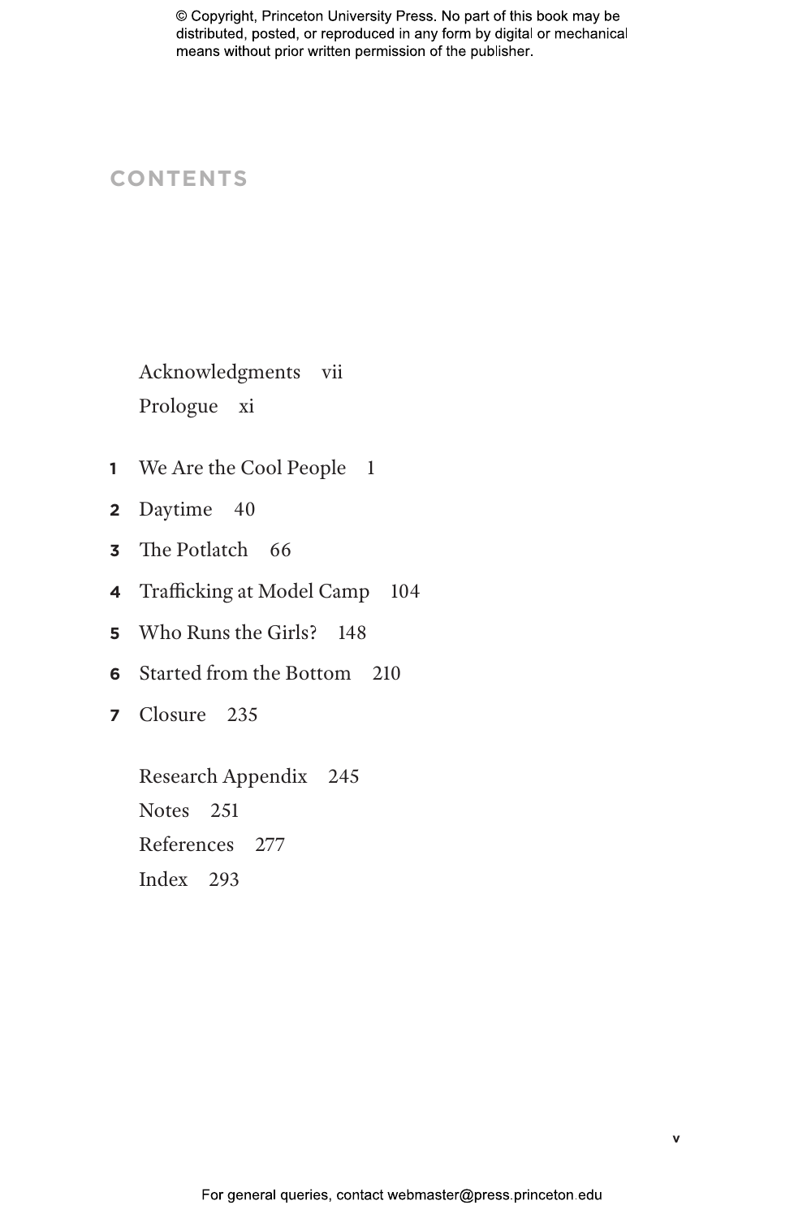# CONTENTS

Acknowledgments vii

Prologue xi

1 We Are the Cool People 1

2 Daytime 40

3 The Potlatch 66

4 Trafficking at Model Camp 104

5 Who Runs the Girls? 148

6 Started from the Bottom 210

7 Closure 235

Research Appendix 245

Notes 251

References 277

Index 293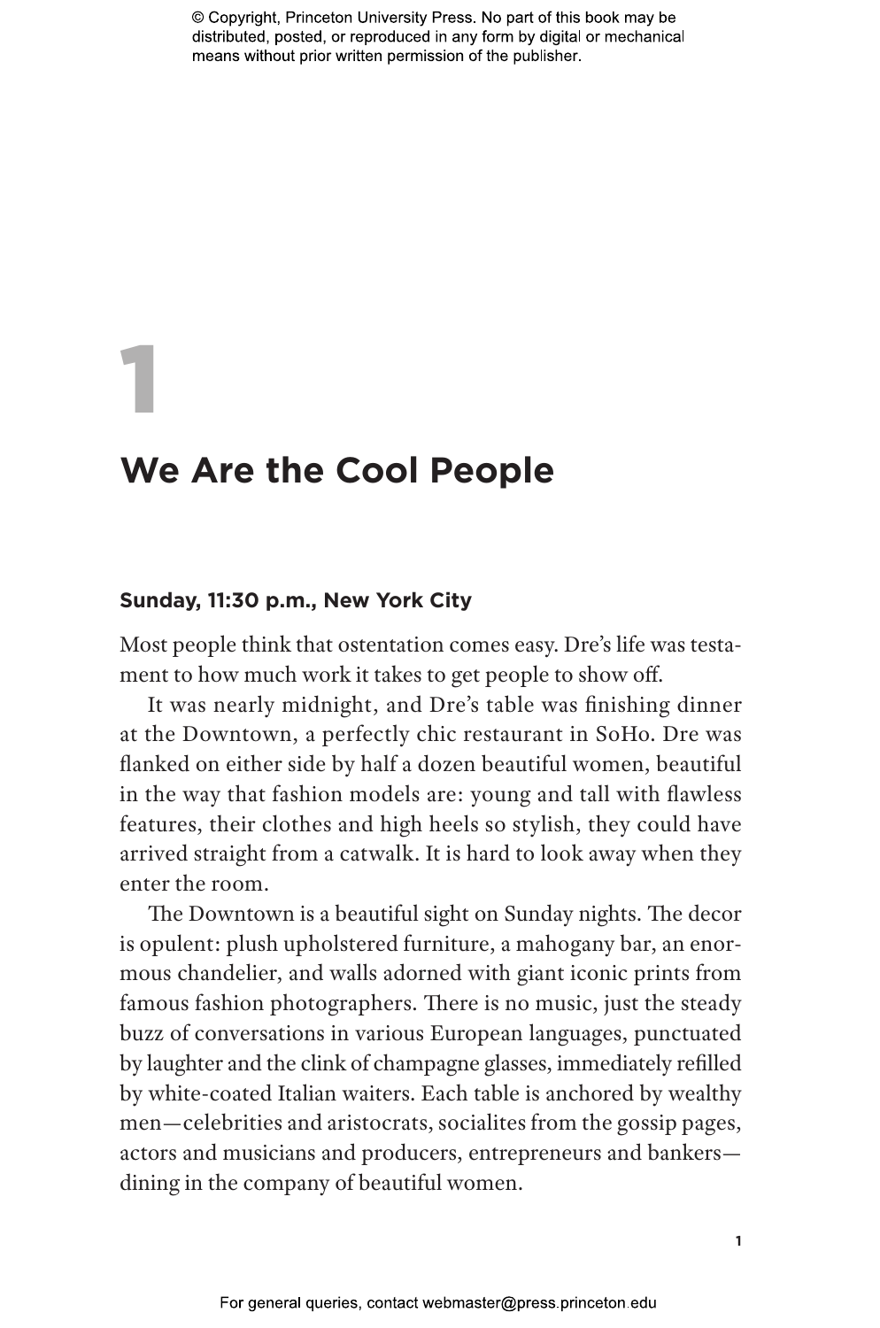# 1

# We Are the Cool People

### Sunday, 11:30 p.m., New York City

Most people think that ostentation comes easy. Dre's life was testament to how much work it takes to get people to show off.

It was nearly midnight, and Dre's table was finishing dinner at the Downtown, a perfectly chic restaurant in SoHo. Dre was flanked on either side by half a dozen beautiful women, beautiful in the way that fashion models are: young and tall with flawless features, their clothes and high heels so stylish, they could have arrived straight from a catwalk. It is hard to look away when they enter the room.

The Downtown is a beautiful sight on Sunday nights. The decor is opulent: plush upholstered furniture, a mahogany bar, an enormous chandelier, and walls adorned with giant iconic prints from famous fashion photographers. There is no music, just the steady buzz of conversations in various European languages, punctuated by laughter and the clink of champagne glasses, immediately refilled by white-coated Italian waiters. Each table is anchored by wealthy men—celebrities and aristocrats, socialites from the gossip pages, actors and musicians and producers, entrepreneurs and bankers—dining in the company of beautiful women.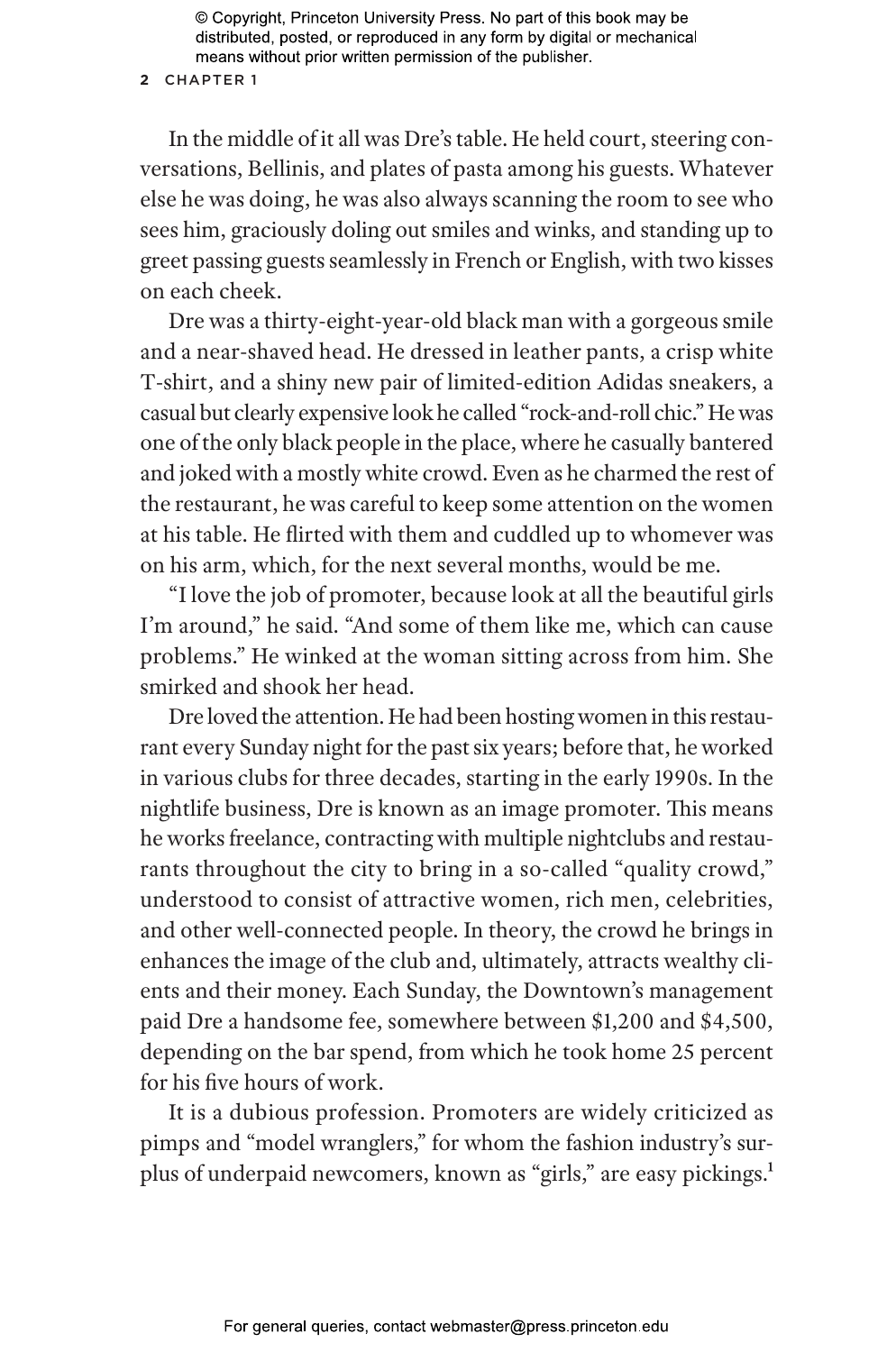In the middle of it all was Dre's table. He held court, steering conversations, Bellinis, and plates of pasta among his guests. Whatever else he was doing, he was also always scanning the room to see who sees him, graciously doling out smiles and winks, and standing up to greet passing guests seamlessly in French or English, with two kisses on each cheek.

Dre was a thirty-eight-year-old black man with a gorgeous smile and a near-shaved head. He dressed in leather pants, a crisp white T-shirt, and a shiny new pair of limited-edition Adidas sneakers, a casual but clearly expensive look he called "rock-and-roll chic." He was one of the only black people in the place, where he casually bantered and joked with a mostly white crowd. Even as he charmed the rest of the restaurant, he was careful to keep some attention on the women at his table. He flirted with them and cuddled up to whomever was on his arm, which, for the next several months, would be me.

"I love the job of promoter, because look at all the beautiful girls I'm around," he said. "And some of them like me, which can cause problems." He winked at the woman sitting across from him. She smirked and shook her head.

Dre loved the attention. He had been hosting women in this restaurant every Sunday night for the past six years; before that, he worked in various clubs for three decades, starting in the early 1990s. In the nightlife business, Dre is known as an image promoter. This means he works freelance, contracting with multiple nightclubs and restaurants throughout the city to bring in a so-called "quality crowd," understood to consist of attractive women, rich men, celebrities, and other well-connected people. In theory, the crowd he brings in enhances the image of the club and, ultimately, attracts wealthy clients and their money. Each Sunday, the Downtown's management paid Dre a handsome fee, somewhere between $1,200 and $4,500, depending on the bar spend, from which he took home 25 percent for his five hours of work.

It is a dubious profession. Promoters are widely criticized as pimps and "model wranglers," for whom the fashion industry's surplus of underpaid newcomers, known as "girls," are easy pickings.[1]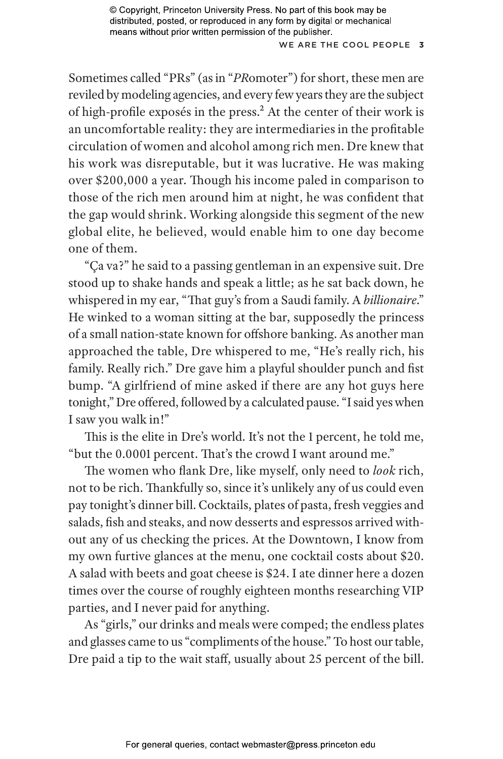Sometimes called "PRs" (as in "*PR*omoter") for short, these men are reviled by modeling agencies, and every few years they are the subject of high-profile exposés in the press.[2] At the center of their work is an uncomfortable reality: they are intermediaries in the profitable circulation of women and alcohol among rich men. Dre knew that his work was disreputable, but it was lucrative. He was making over $200,000 a year. Though his income paled in comparison to those of the rich men around him at night, he was confident that the gap would shrink. Working alongside this segment of the new global elite, he believed, would enable him to one day become one of them.

"Ça va?" he said to a passing gentleman in an expensive suit. Dre stood up to shake hands and speak a little; as he sat back down, he whispered in my ear, "That guy's from a Saudi family. A *billionaire*." He winked to a woman sitting at the bar, supposedly the princess of a small nation-state known for offshore banking. As another man approached the table, Dre whispered to me, "He's really rich, his family. Really rich." Dre gave him a playful shoulder punch and fist bump. "A girlfriend of mine asked if there are any hot guys here tonight," Dre offered, followed by a calculated pause. "I said yes when I saw you walk in!"

This is the elite in Dre's world. It's not the 1 percent, he told me, "but the 0.0001 percent. That's the crowd I want around me."

The women who flank Dre, like myself, only need to *look* rich, not to be rich. Thankfully so, since it's unlikely any of us could even pay tonight's dinner bill. Cocktails, plates of pasta, fresh veggies and salads, fish and steaks, and now desserts and espressos arrived without any of us checking the prices. At the Downtown, I know from my own furtive glances at the menu, one cocktail costs about $20. A salad with beets and goat cheese is $24. I ate dinner here a dozen times over the course of roughly eighteen months researching VIP parties, and I never paid for anything.

As "girls," our drinks and meals were comped; the endless plates and glasses came to us "compliments of the house." To host our table, Dre paid a tip to the wait staff, usually about 25 percent of the bill.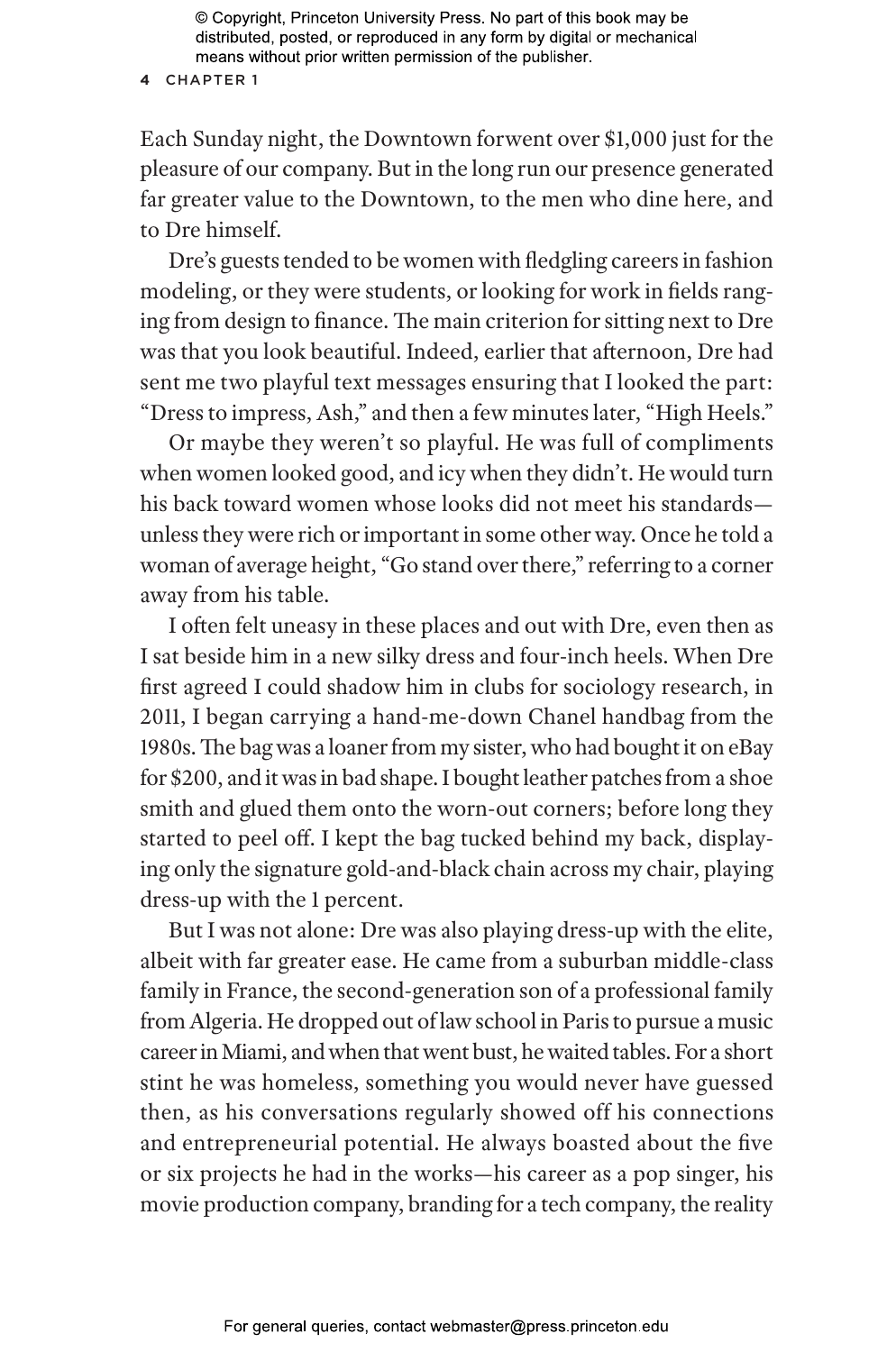Each Sunday night, the Downtown forwent over $1,000 just for the pleasure of our company. But in the long run our presence generated far greater value to the Downtown, to the men who dine here, and to Dre himself.

Dre's guests tended to be women with fledgling careers in fashion modeling, or they were students, or looking for work in fields ranging from design to finance. The main criterion for sitting next to Dre was that you look beautiful. Indeed, earlier that afternoon, Dre had sent me two playful text messages ensuring that I looked the part: "Dress to impress, Ash," and then a few minutes later, "High Heels."

Or maybe they weren't so playful. He was full of compliments when women looked good, and icy when they didn't. He would turn his back toward women whose looks did not meet his standards—unless they were rich or important in some other way. Once he told a woman of average height, "Go stand over there," referring to a corner away from his table.

I often felt uneasy in these places and out with Dre, even then as I sat beside him in a new silky dress and four-inch heels. When Dre first agreed I could shadow him in clubs for sociology research, in 2011, I began carrying a hand-me-down Chanel handbag from the 1980s. The bag was a loaner from my sister, who had bought it on eBay for $200, and it was in bad shape. I bought leather patches from a shoe smith and glued them onto the worn-out corners; before long they started to peel off. I kept the bag tucked behind my back, displaying only the signature gold-and-black chain across my chair, playing dress-up with the 1 percent.

But I was not alone: Dre was also playing dress-up with the elite, albeit with far greater ease. He came from a suburban middle-class family in France, the second-generation son of a professional family from Algeria. He dropped out of law school in Paris to pursue a music career in Miami, and when that went bust, he waited tables. For a short stint he was homeless, something you would never have guessed then, as his conversations regularly showed off his connections and entrepreneurial potential. He always boasted about the five or six projects he had in the works—his career as a pop singer, his movie production company, branding for a tech company, the reality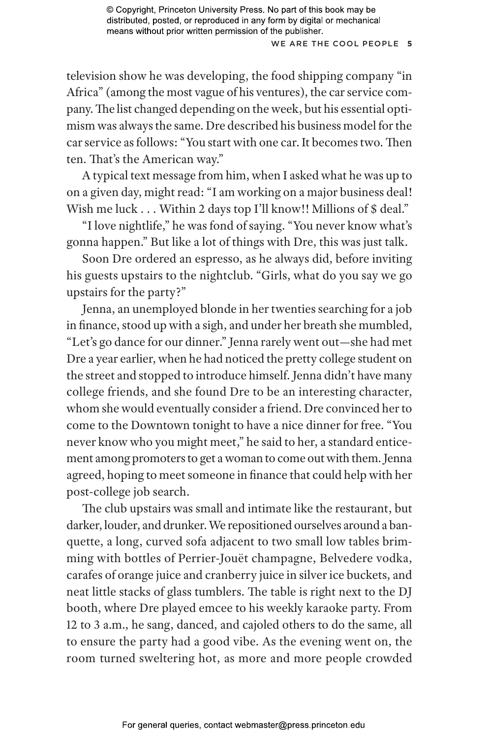television show he was developing, the food shipping company "in Africa" (among the most vague of his ventures), the car service company. The list changed depending on the week, but his essential optimism was always the same. Dre described his business model for the car service as follows: "You start with one car. It becomes two. Then ten. That's the American way."

A typical text message from him, when I asked what he was up to on a given day, might read: "I am working on a major business deal! Wish me luck . . . Within 2 days top I'll know!! Millions of $ deal."

"I love nightlife," he was fond of saying. "You never know what's gonna happen." But like a lot of things with Dre, this was just talk.

Soon Dre ordered an espresso, as he always did, before inviting his guests upstairs to the nightclub. "Girls, what do you say we go upstairs for the party?"

Jenna, an unemployed blonde in her twenties searching for a job in finance, stood up with a sigh, and under her breath she mumbled, "Let's go dance for our dinner." Jenna rarely went out—she had met Dre a year earlier, when he had noticed the pretty college student on the street and stopped to introduce himself. Jenna didn't have many college friends, and she found Dre to be an interesting character, whom she would eventually consider a friend. Dre convinced her to come to the Downtown tonight to have a nice dinner for free. "You never know who you might meet," he said to her, a standard enticement among promoters to get a woman to come out with them. Jenna agreed, hoping to meet someone in finance that could help with her post-college job search.

The club upstairs was small and intimate like the restaurant, but darker, louder, and drunker. We repositioned ourselves around a banquette, a long, curved sofa adjacent to two small low tables brimming with bottles of Perrier-Jouët champagne, Belvedere vodka, carafes of orange juice and cranberry juice in silver ice buckets, and neat little stacks of glass tumblers. The table is right next to the DJ booth, where Dre played emcee to his weekly karaoke party. From 12 to 3 a.m., he sang, danced, and cajoled others to do the same, all to ensure the party had a good vibe. As the evening went on, the room turned sweltering hot, as more and more people crowded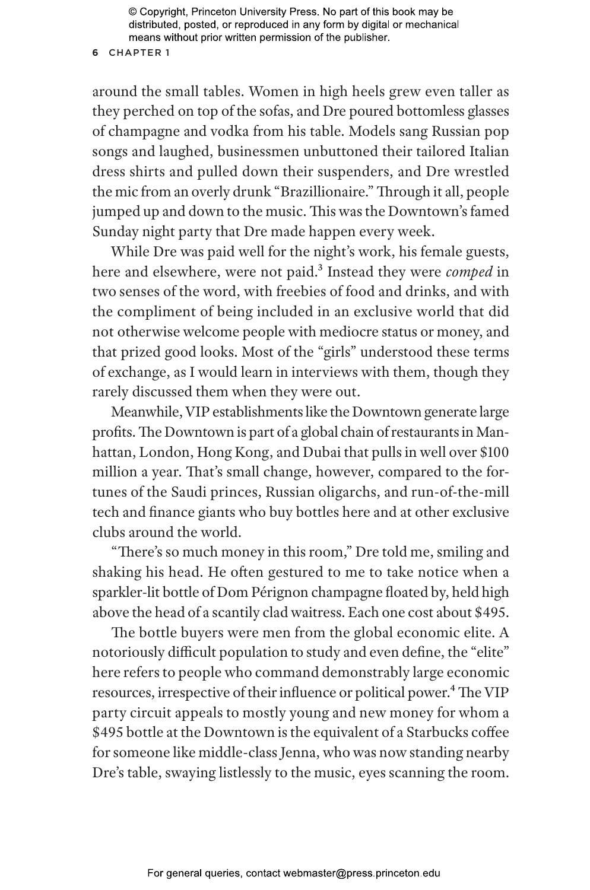around the small tables. Women in high heels grew even taller as they perched on top of the sofas, and Dre poured bottomless glasses of champagne and vodka from his table. Models sang Russian pop songs and laughed, businessmen unbuttoned their tailored Italian dress shirts and pulled down their suspenders, and Dre wrestled the mic from an overly drunk "Brazillionaire." Through it all, people jumped up and down to the music. This was the Downtown's famed Sunday night party that Dre made happen every week.

While Dre was paid well for the night's work, his female guests, here and elsewhere, were not paid.[3] Instead they were *comped* in two senses of the word, with freebies of food and drinks, and with the compliment of being included in an exclusive world that did not otherwise welcome people with mediocre status or money, and that prized good looks. Most of the "girls" understood these terms of exchange, as I would learn in interviews with them, though they rarely discussed them when they were out.

Meanwhile, VIP establishments like the Downtown generate large profits. The Downtown is part of a global chain of restaurants in Manhattan, London, Hong Kong, and Dubai that pulls in well over $100 million a year. That's small change, however, compared to the fortunes of the Saudi princes, Russian oligarchs, and run-of-the-mill tech and finance giants who buy bottles here and at other exclusive clubs around the world.

"There's so much money in this room," Dre told me, smiling and shaking his head. He often gestured to me to take notice when a sparkler-lit bottle of Dom Pérignon champagne floated by, held high above the head of a scantily clad waitress. Each one cost about $495.

The bottle buyers were men from the global economic elite. A notoriously difficult population to study and even define, the "elite" here refers to people who command demonstrably large economic resources, irrespective of their influence or political power.[4] The VIP party circuit appeals to mostly young and new money for whom a $495 bottle at the Downtown is the equivalent of a Starbucks coffee for someone like middle-class Jenna, who was now standing nearby Dre's table, swaying listlessly to the music, eyes scanning the room.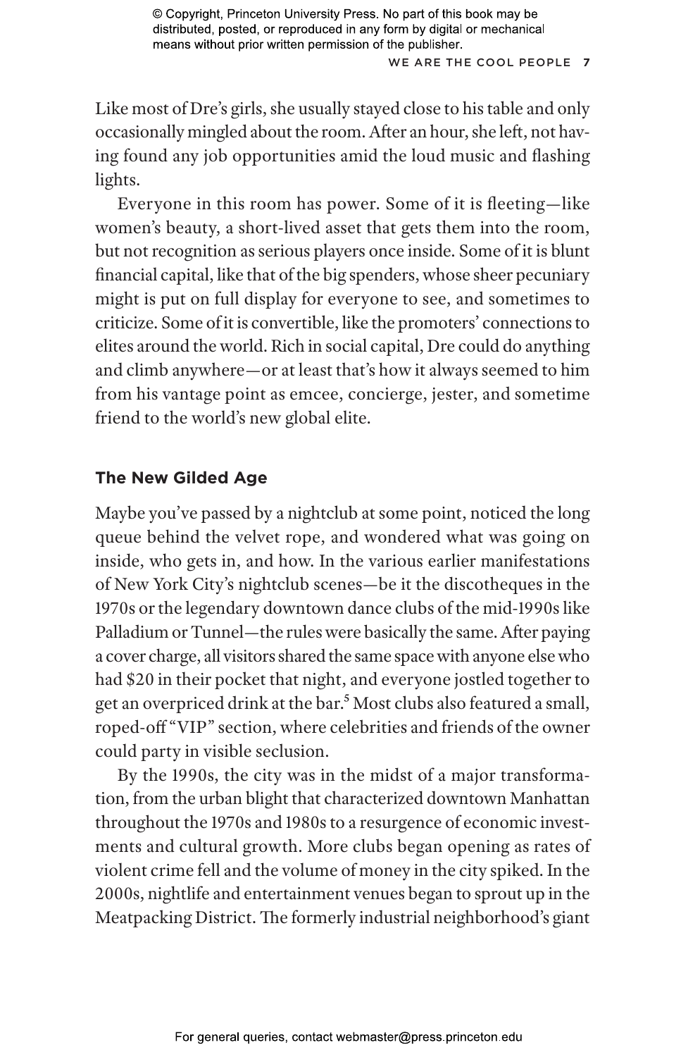Like most of Dre's girls, she usually stayed close to his table and only occasionally mingled about the room. After an hour, she left, not having found any job opportunities amid the loud music and flashing lights.

Everyone in this room has power. Some of it is fleeting—like women's beauty, a short-lived asset that gets them into the room, but not recognition as serious players once inside. Some of it is blunt financial capital, like that of the big spenders, whose sheer pecuniary might is put on full display for everyone to see, and sometimes to criticize. Some of it is convertible, like the promoters' connections to elites around the world. Rich in social capital, Dre could do anything and climb anywhere—or at least that's how it always seemed to him from his vantage point as emcee, concierge, jester, and sometime friend to the world's new global elite.

### The New Gilded Age

Maybe you've passed by a nightclub at some point, noticed the long queue behind the velvet rope, and wondered what was going on inside, who gets in, and how. In the various earlier manifestations of New York City's nightclub scenes—be it the discotheques in the 1970s or the legendary downtown dance clubs of the mid-1990s like Palladium or Tunnel—the rules were basically the same. After paying a cover charge, all visitors shared the same space with anyone else who had $20 in their pocket that night, and everyone jostled together to get an overpriced drink at the bar.[5] Most clubs also featured a small, roped-off "VIP" section, where celebrities and friends of the owner could party in visible seclusion.

By the 1990s, the city was in the midst of a major transformation, from the urban blight that characterized downtown Manhattan throughout the 1970s and 1980s to a resurgence of economic investments and cultural growth. More clubs began opening as rates of violent crime fell and the volume of money in the city spiked. In the 2000s, nightlife and entertainment venues began to sprout up in the Meatpacking District. The formerly industrial neighborhood's giant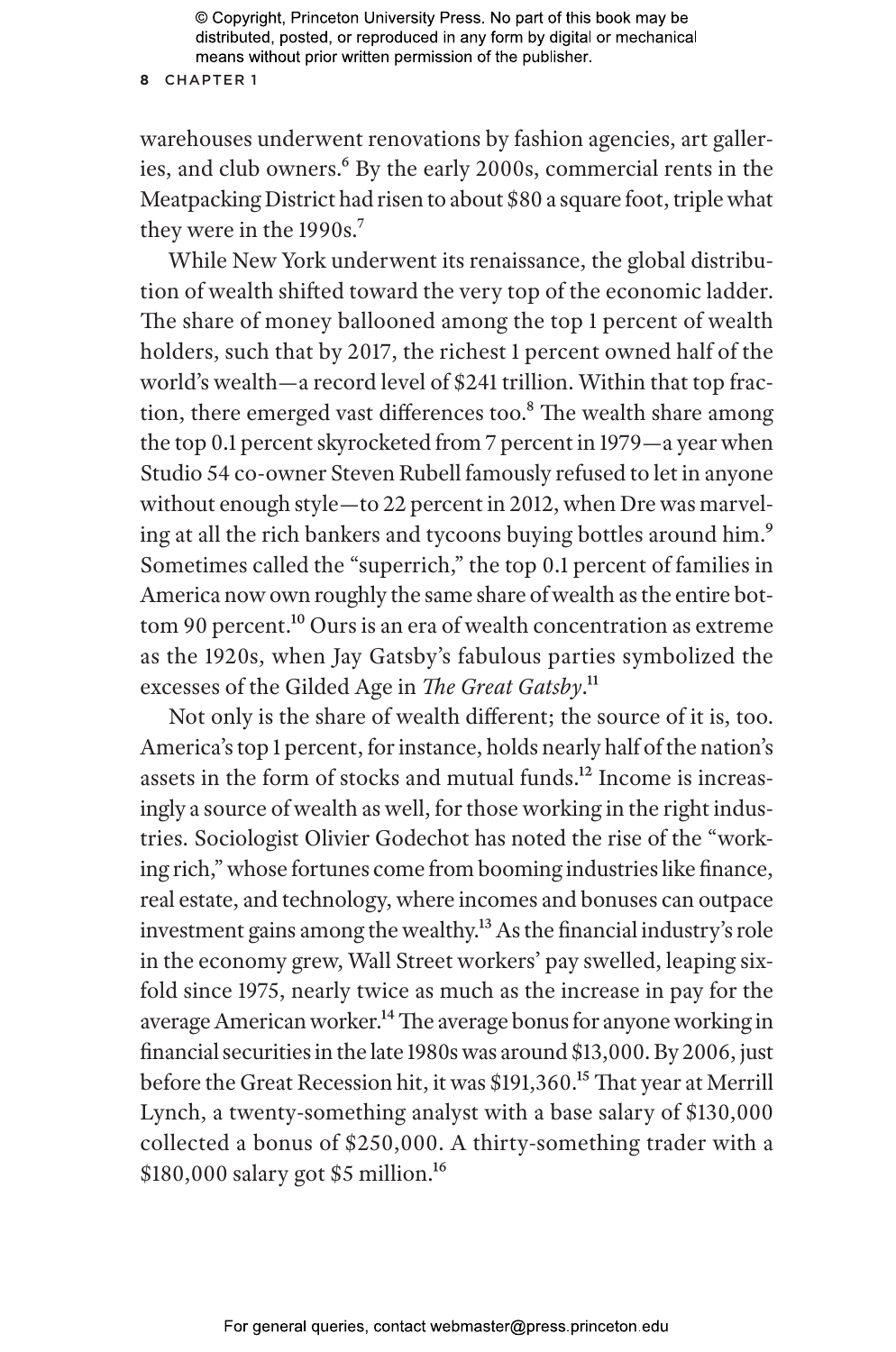warehouses underwent renovations by fashion agencies, art galleries, and club owners.[6] By the early 2000s, commercial rents in the Meatpacking District had risen to about $80 a square foot, triple what they were in the 1990s.[7]

While New York underwent its renaissance, the global distribution of wealth shifted toward the very top of the economic ladder. The share of money ballooned among the top 1 percent of wealth holders, such that by 2017, the richest 1 percent owned half of the world's wealth—a record level of $241 trillion. Within that top fraction, there emerged vast differences too.[8] The wealth share among the top 0.1 percent skyrocketed from 7 percent in 1979—a year when Studio 54 co-owner Steven Rubell famously refused to let in anyone without enough style—to 22 percent in 2012, when Dre was marveling at all the rich bankers and tycoons buying bottles around him.[9] Sometimes called the "superrich," the top 0.1 percent of families in America now own roughly the same share of wealth as the entire bottom 90 percent.[10] Ours is an era of wealth concentration as extreme as the 1920s, when Jay Gatsby's fabulous parties symbolized the excesses of the Gilded Age in *The Great Gatsby*.[11]

Not only is the share of wealth different; the source of it is, too. America's top 1 percent, for instance, holds nearly half of the nation's assets in the form of stocks and mutual funds.[12] Income is increasingly a source of wealth as well, for those working in the right industries. Sociologist Olivier Godechot has noted the rise of the "working rich," whose fortunes come from booming industries like finance, real estate, and technology, where incomes and bonuses can outpace investment gains among the wealthy.[13] As the financial industry's role in the economy grew, Wall Street workers' pay swelled, leaping sixfold since 1975, nearly twice as much as the increase in pay for the average American worker.[14] The average bonus for anyone working in financial securities in the late 1980s was around $13,000. By 2006, just before the Great Recession hit, it was $191,360.[15] That year at Merrill Lynch, a twenty-something analyst with a base salary of $130,000 collected a bonus of $250,000. A thirty-something trader with a $180,000 salary got $5 million.[16]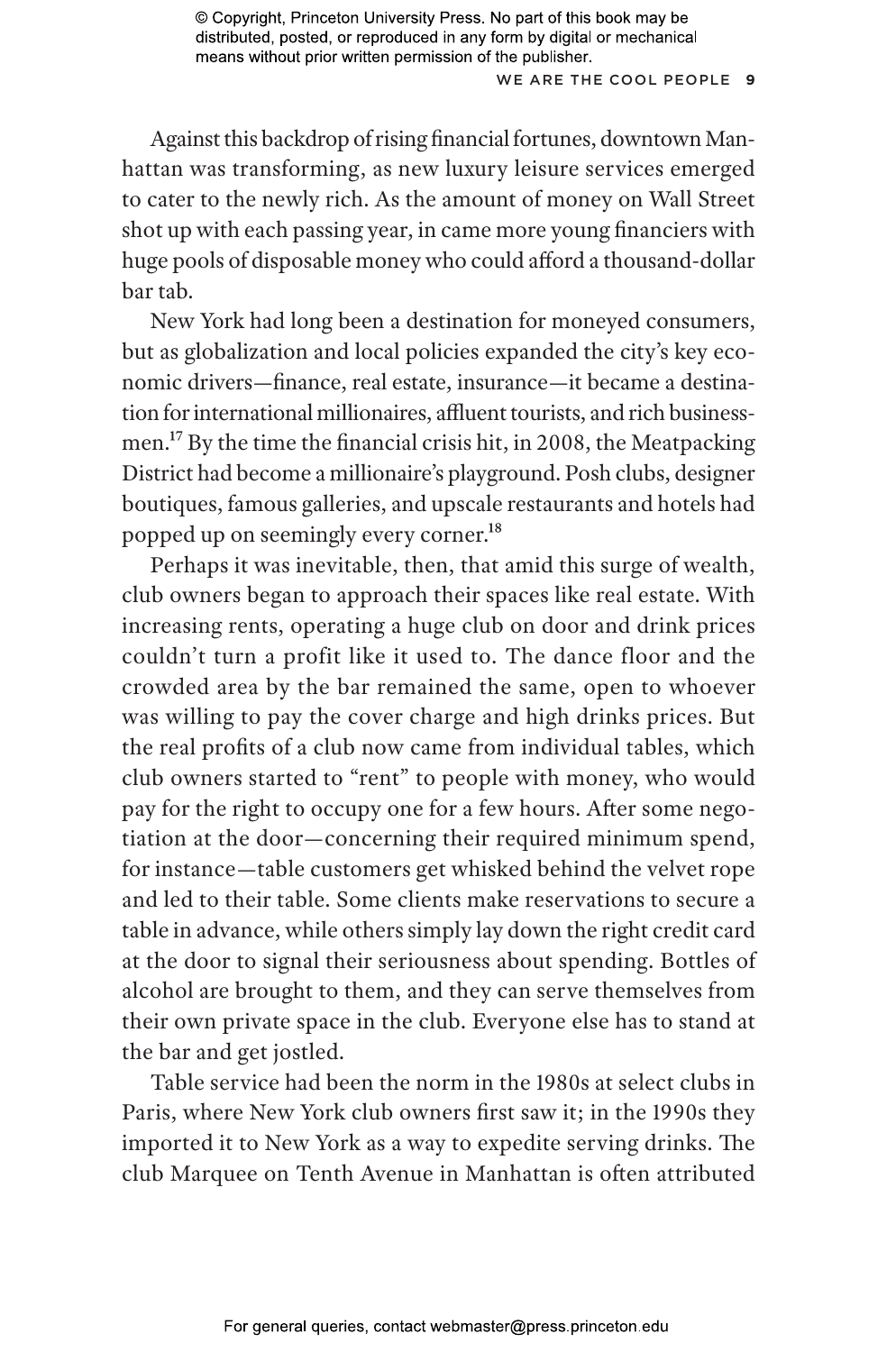Against this backdrop of rising financial fortunes, downtown Manhattan was transforming, as new luxury leisure services emerged to cater to the newly rich. As the amount of money on Wall Street shot up with each passing year, in came more young financiers with huge pools of disposable money who could afford a thousand-dollar bar tab.

New York had long been a destination for moneyed consumers, but as globalization and local policies expanded the city's key economic drivers—finance, real estate, insurance—it became a destination for international millionaires, affluent tourists, and rich businessmen.[17] By the time the financial crisis hit, in 2008, the Meatpacking District had become a millionaire's playground. Posh clubs, designer boutiques, famous galleries, and upscale restaurants and hotels had popped up on seemingly every corner.[18]

Perhaps it was inevitable, then, that amid this surge of wealth, club owners began to approach their spaces like real estate. With increasing rents, operating a huge club on door and drink prices couldn't turn a profit like it used to. The dance floor and the crowded area by the bar remained the same, open to whoever was willing to pay the cover charge and high drinks prices. But the real profits of a club now came from individual tables, which club owners started to "rent" to people with money, who would pay for the right to occupy one for a few hours. After some negotiation at the door—concerning their required minimum spend, for instance—table customers get whisked behind the velvet rope and led to their table. Some clients make reservations to secure a table in advance, while others simply lay down the right credit card at the door to signal their seriousness about spending. Bottles of alcohol are brought to them, and they can serve themselves from their own private space in the club. Everyone else has to stand at the bar and get jostled.

Table service had been the norm in the 1980s at select clubs in Paris, where New York club owners first saw it; in the 1990s they imported it to New York as a way to expedite serving drinks. The club Marquee on Tenth Avenue in Manhattan is often attributed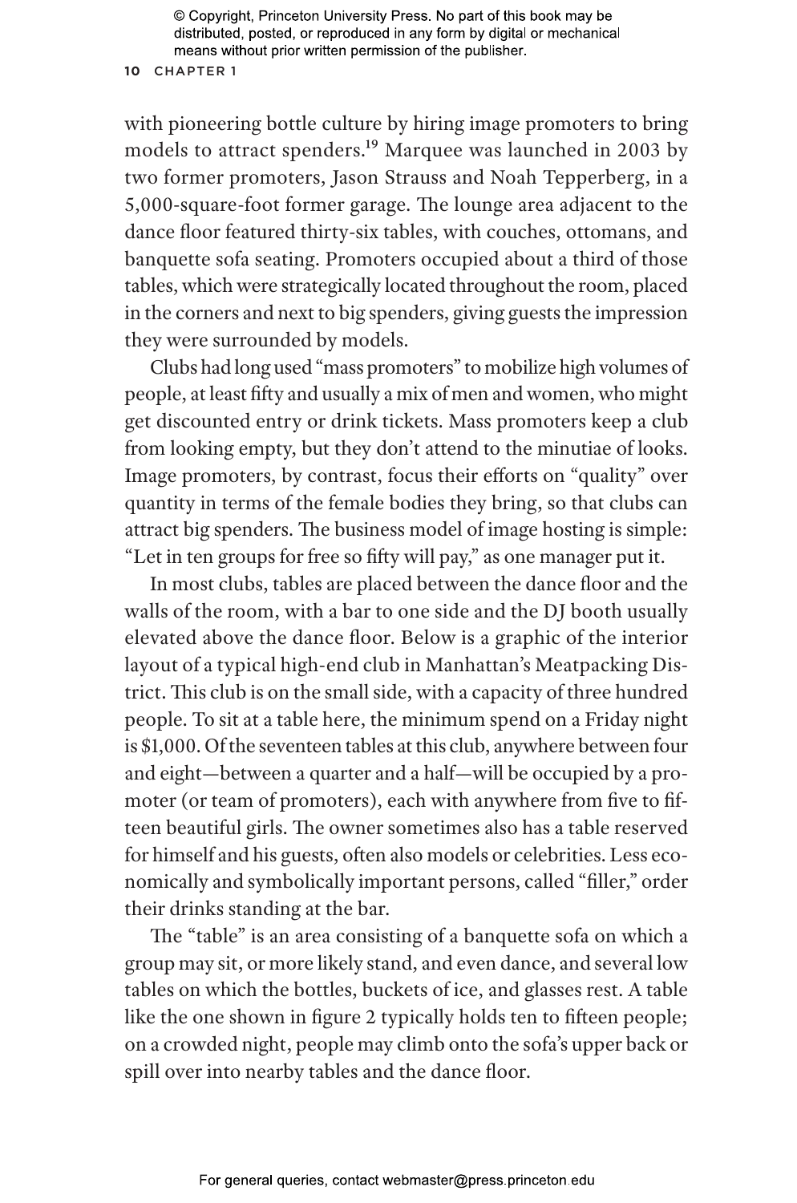with pioneering bottle culture by hiring image promoters to bring models to attract spenders.[19] Marquee was launched in 2003 by two former promoters, Jason Strauss and Noah Tepperberg, in a 5,000-square-foot former garage. The lounge area adjacent to the dance floor featured thirty-six tables, with couches, ottomans, and banquette sofa seating. Promoters occupied about a third of those tables, which were strategically located throughout the room, placed in the corners and next to big spenders, giving guests the impression they were surrounded by models.

Clubs had long used "mass promoters" to mobilize high volumes of people, at least fifty and usually a mix of men and women, who might get discounted entry or drink tickets. Mass promoters keep a club from looking empty, but they don't attend to the minutiae of looks. Image promoters, by contrast, focus their efforts on "quality" over quantity in terms of the female bodies they bring, so that clubs can attract big spenders. The business model of image hosting is simple: "Let in ten groups for free so fifty will pay," as one manager put it.

In most clubs, tables are placed between the dance floor and the walls of the room, with a bar to one side and the DJ booth usually elevated above the dance floor. Below is a graphic of the interior layout of a typical high-end club in Manhattan's Meatpacking District. This club is on the small side, with a capacity of three hundred people. To sit at a table here, the minimum spend on a Friday night is $1,000. Of the seventeen tables at this club, anywhere between four and eight—between a quarter and a half—will be occupied by a promoter (or team of promoters), each with anywhere from five to fifteen beautiful girls. The owner sometimes also has a table reserved for himself and his guests, often also models or celebrities. Less economically and symbolically important persons, called "filler," order their drinks standing at the bar.

The "table" is an area consisting of a banquette sofa on which a group may sit, or more likely stand, and even dance, and several low tables on which the bottles, buckets of ice, and glasses rest. A table like the one shown in figure 2 typically holds ten to fifteen people; on a crowded night, people may climb onto the sofa's upper back or spill over into nearby tables and the dance floor.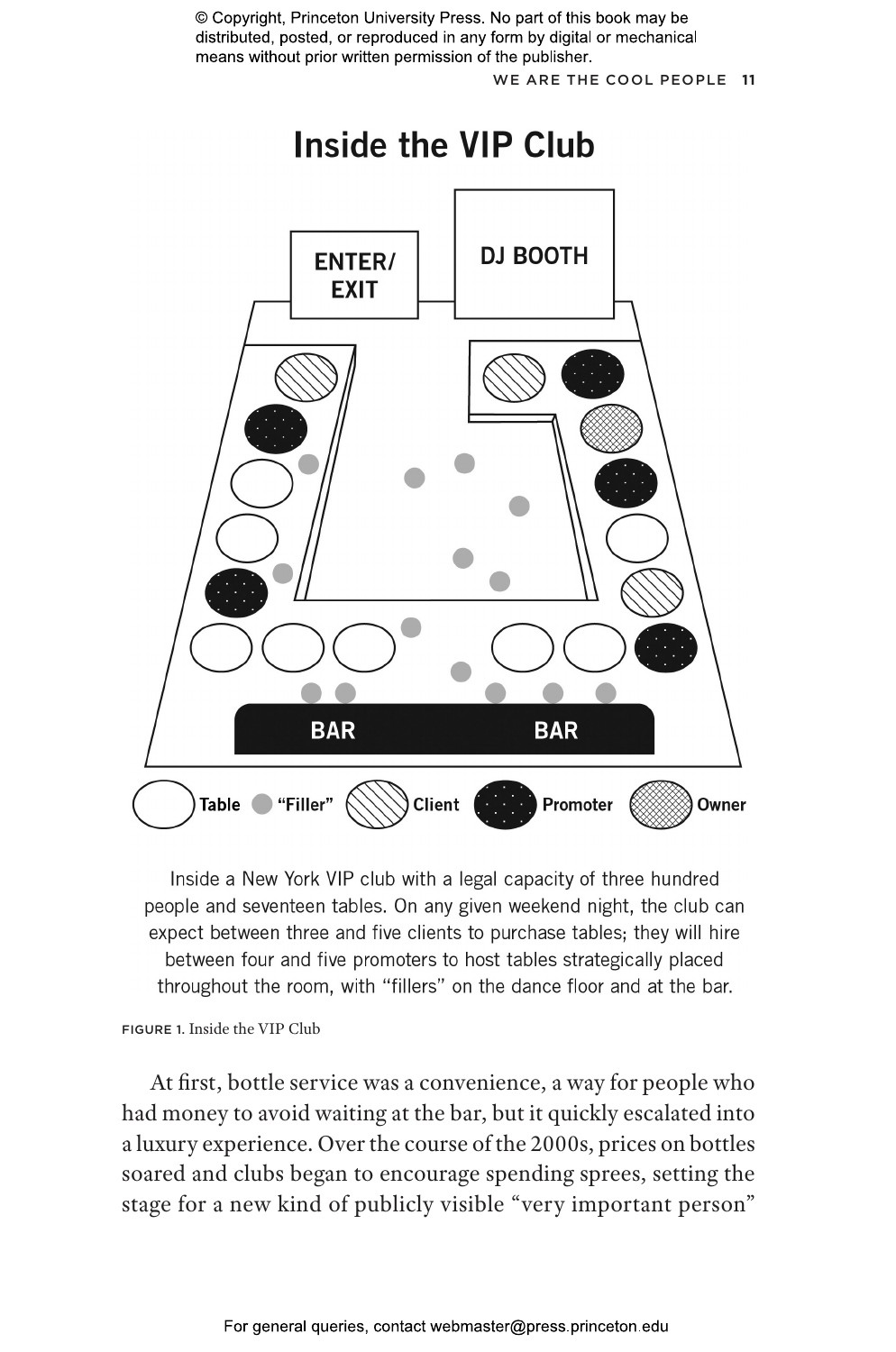## Inside the VIP Club

ENTER/ EXIT

DJ BOOTH

BAR

BAR

Table "Filler" Client Promoter Owner

Inside a New York VIP club with a legal capacity of three hundred people and seventeen tables. On any given weekend night, the club can expect between three and five clients to purchase tables; they will hire between four and five promoters to host tables strategically placed throughout the room, with "fillers" on the dance floor and at the bar.

FIGURE 1. Inside the VIP Club

At first, bottle service was a convenience, a way for people who had money to avoid waiting at the bar, but it quickly escalated into a luxury experience. Over the course of the 2000s, prices on bottles soared and clubs began to encourage spending sprees, setting the stage for a new kind of publicly visible "very important person"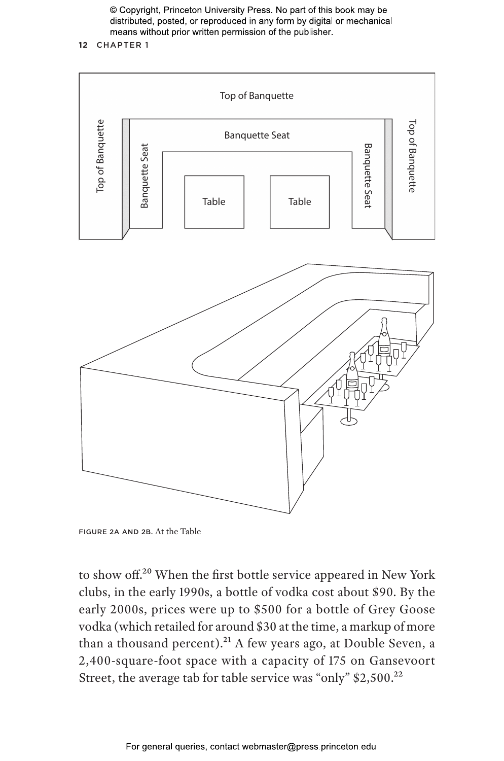Top of Banquette

Top of Banquette

Banquette Seat

Banquette Seat

Table

Table

Banquette Seat

Top of Banquette

FIGURE 2A AND 2B. At the Table

to show off.[20] When the first bottle service appeared in New York clubs, in the early 1990s, a bottle of vodka cost about $90. By the early 2000s, prices were up to $500 for a bottle of Grey Goose vodka (which retailed for around $30 at the time, a markup of more than a thousand percent).[21] A few years ago, at Double Seven, a 2,400-square-foot space with a capacity of 175 on Gansevoort Street, the average tab for table service was "only" $2,500.[22]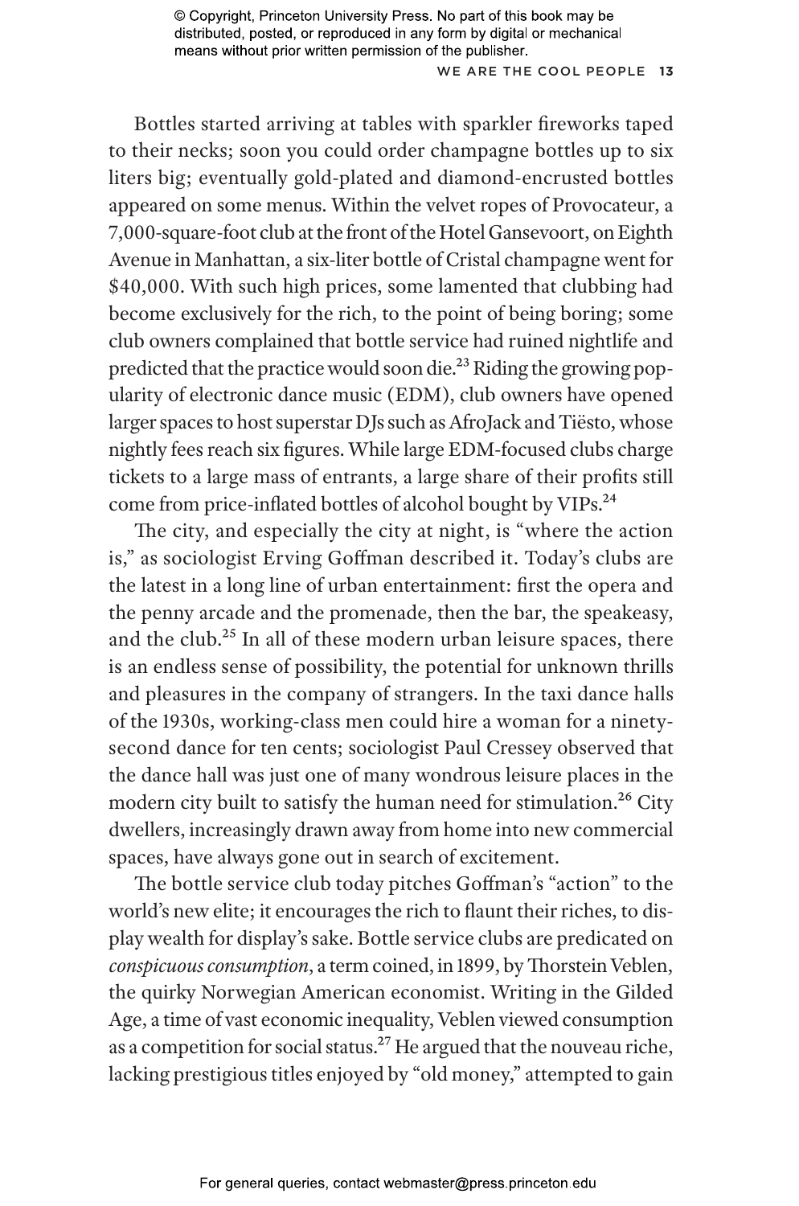Bottles started arriving at tables with sparkler fireworks taped to their necks; soon you could order champagne bottles up to six liters big; eventually gold-plated and diamond-encrusted bottles appeared on some menus. Within the velvet ropes of Provocateur, a 7,000-square-foot club at the front of the Hotel Gansevoort, on Eighth Avenue in Manhattan, a six-liter bottle of Cristal champagne went for $40,000. With such high prices, some lamented that clubbing had become exclusively for the rich, to the point of being boring; some club owners complained that bottle service had ruined nightlife and predicted that the practice would soon die.[23] Riding the growing popularity of electronic dance music (EDM), club owners have opened larger spaces to host superstar DJs such as AfroJack and Tiësto, whose nightly fees reach six figures. While large EDM-focused clubs charge tickets to a large mass of entrants, a large share of their profits still come from price-inflated bottles of alcohol bought by VIPs.[24]

The city, and especially the city at night, is "where the action is," as sociologist Erving Goffman described it. Today's clubs are the latest in a long line of urban entertainment: first the opera and the penny arcade and the promenade, then the bar, the speakeasy, and the club.[25] In all of these modern urban leisure spaces, there is an endless sense of possibility, the potential for unknown thrills and pleasures in the company of strangers. In the taxi dance halls of the 1930s, working-class men could hire a woman for a ninety-second dance for ten cents; sociologist Paul Cressey observed that the dance hall was just one of many wondrous leisure places in the modern city built to satisfy the human need for stimulation.[26] City dwellers, increasingly drawn away from home into new commercial spaces, have always gone out in search of excitement.

The bottle service club today pitches Goffman's "action" to the world's new elite; it encourages the rich to flaunt their riches, to display wealth for display's sake. Bottle service clubs are predicated on *conspicuous consumption*, a term coined, in 1899, by Thorstein Veblen, the quirky Norwegian American economist. Writing in the Gilded Age, a time of vast economic inequality, Veblen viewed consumption as a competition for social status.[27] He argued that the nouveau riche, lacking prestigious titles enjoyed by "old money," attempted to gain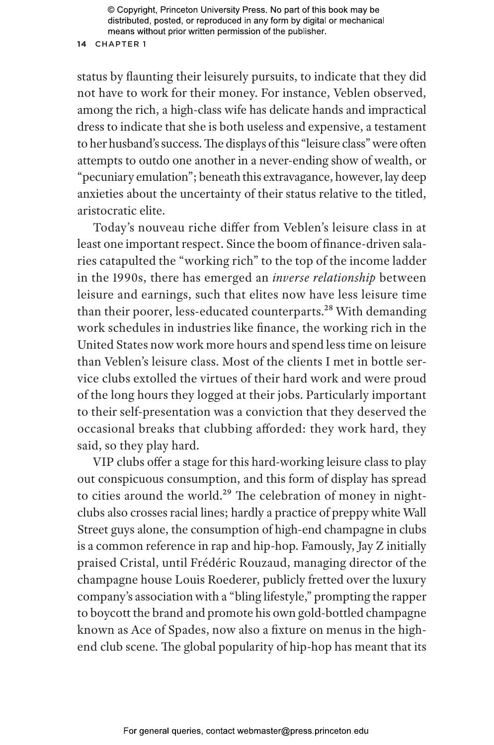status by flaunting their leisurely pursuits, to indicate that they did not have to work for their money. For instance, Veblen observed, among the rich, a high-class wife has delicate hands and impractical dress to indicate that she is both useless and expensive, a testament to her husband's success. The displays of this "leisure class" were often attempts to outdo one another in a never-ending show of wealth, or "pecuniary emulation"; beneath this extravagance, however, lay deep anxieties about the uncertainty of their status relative to the titled, aristocratic elite.

Today's nouveau riche differ from Veblen's leisure class in at least one important respect. Since the boom of finance-driven salaries catapulted the "working rich" to the top of the income ladder in the 1990s, there has emerged an *inverse relationship* between leisure and earnings, such that elites now have less leisure time than their poorer, less-educated counterparts.[28] With demanding work schedules in industries like finance, the working rich in the United States now work more hours and spend less time on leisure than Veblen's leisure class. Most of the clients I met in bottle service clubs extolled the virtues of their hard work and were proud of the long hours they logged at their jobs. Particularly important to their self-presentation was a conviction that they deserved the occasional breaks that clubbing afforded: they work hard, they said, so they play hard.

VIP clubs offer a stage for this hard-working leisure class to play out conspicuous consumption, and this form of display has spread to cities around the world.[29] The celebration of money in nightclubs also crosses racial lines; hardly a practice of preppy white Wall Street guys alone, the consumption of high-end champagne in clubs is a common reference in rap and hip-hop. Famously, Jay Z initially praised Cristal, until Frédéric Rouzaud, managing director of the champagne house Louis Roederer, publicly fretted over the luxury company's association with a "bling lifestyle," prompting the rapper to boycott the brand and promote his own gold-bottled champagne known as Ace of Spades, now also a fixture on menus in the high-end club scene. The global popularity of hip-hop has meant that its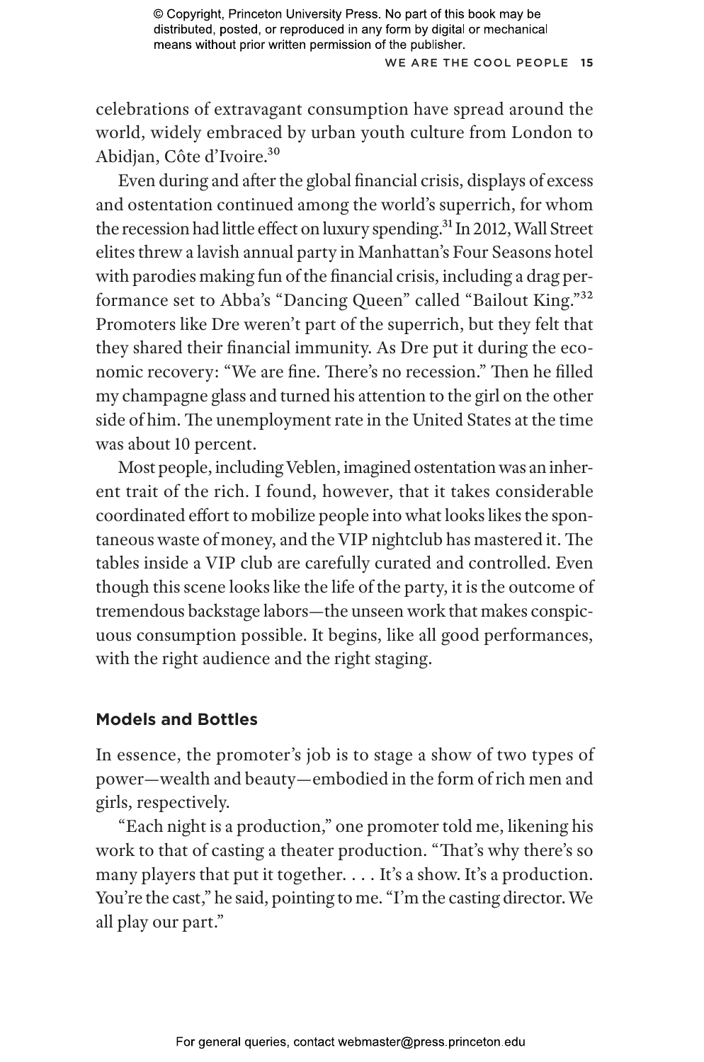celebrations of extravagant consumption have spread around the world, widely embraced by urban youth culture from London to Abidjan, Côte d'Ivoire.[30]

Even during and after the global financial crisis, displays of excess and ostentation continued among the world's superrich, for whom the recession had little effect on luxury spending.[31] In 2012, Wall Street elites threw a lavish annual party in Manhattan's Four Seasons hotel with parodies making fun of the financial crisis, including a drag performance set to Abba's "Dancing Queen" called "Bailout King."[32] Promoters like Dre weren't part of the superrich, but they felt that they shared their financial immunity. As Dre put it during the economic recovery: "We are fine. There's no recession." Then he filled my champagne glass and turned his attention to the girl on the other side of him. The unemployment rate in the United States at the time was about 10 percent.

Most people, including Veblen, imagined ostentation was an inherent trait of the rich. I found, however, that it takes considerable coordinated effort to mobilize people into what looks likes the spontaneous waste of money, and the VIP nightclub has mastered it. The tables inside a VIP club are carefully curated and controlled. Even though this scene looks like the life of the party, it is the outcome of tremendous backstage labors—the unseen work that makes conspicuous consumption possible. It begins, like all good performances, with the right audience and the right staging.

### Models and Bottles

In essence, the promoter's job is to stage a show of two types of power—wealth and beauty—embodied in the form of rich men and girls, respectively.

"Each night is a production," one promoter told me, likening his work to that of casting a theater production. "That's why there's so many players that put it together. . . . It's a show. It's a production. You're the cast," he said, pointing to me. "I'm the casting director. We all play our part."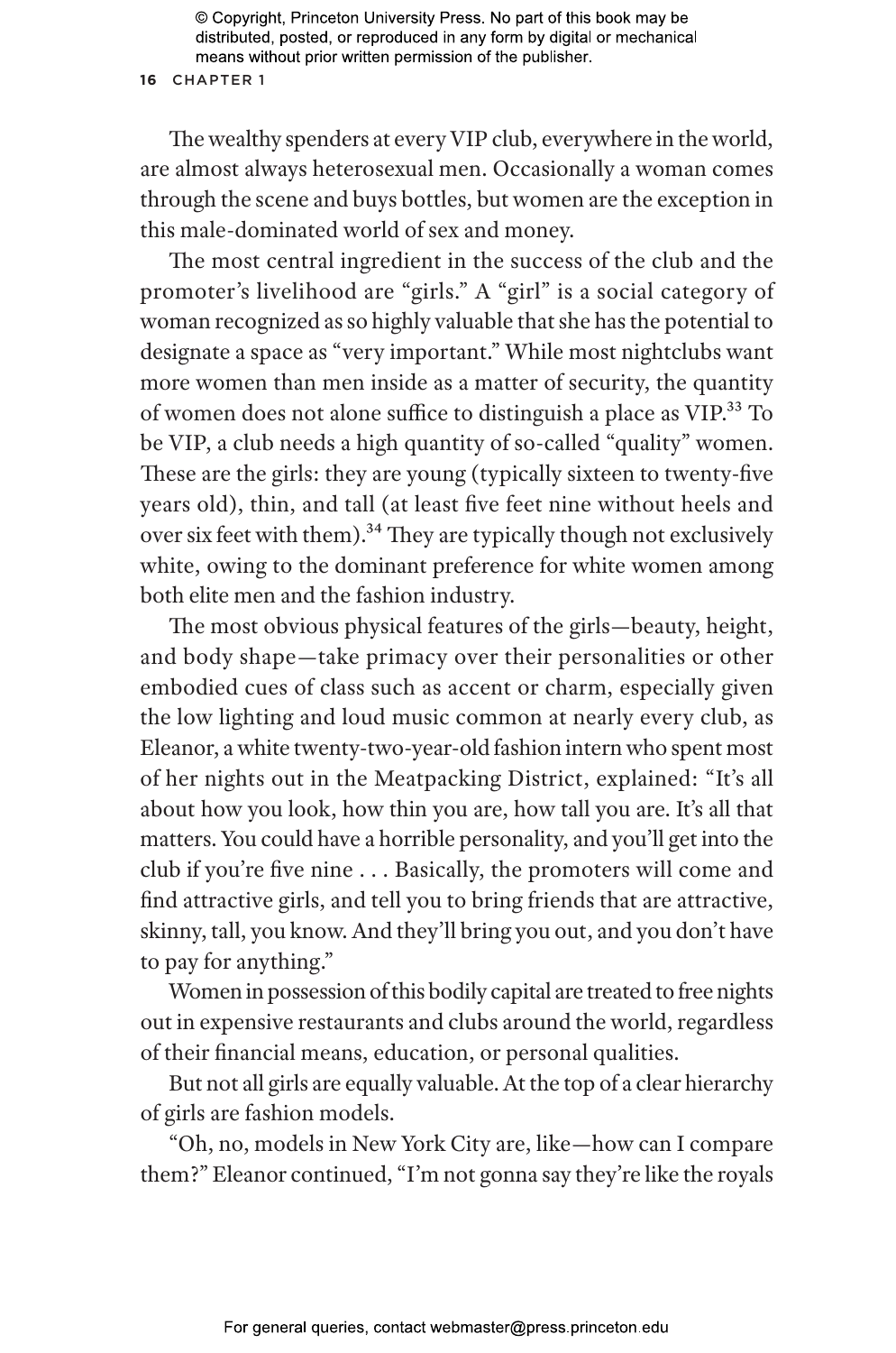The wealthy spenders at every VIP club, everywhere in the world, are almost always heterosexual men. Occasionally a woman comes through the scene and buys bottles, but women are the exception in this male-dominated world of sex and money.

The most central ingredient in the success of the club and the promoter's livelihood are "girls." A "girl" is a social category of woman recognized as so highly valuable that she has the potential to designate a space as "very important." While most nightclubs want more women than men inside as a matter of security, the quantity of women does not alone suffice to distinguish a place as VIP.[33] To be VIP, a club needs a high quantity of so-called "quality" women. These are the girls: they are young (typically sixteen to twenty-five years old), thin, and tall (at least five feet nine without heels and over six feet with them).[34] They are typically though not exclusively white, owing to the dominant preference for white women among both elite men and the fashion industry.

The most obvious physical features of the girls—beauty, height, and body shape—take primacy over their personalities or other embodied cues of class such as accent or charm, especially given the low lighting and loud music common at nearly every club, as Eleanor, a white twenty-two-year-old fashion intern who spent most of her nights out in the Meatpacking District, explained: "It's all about how you look, how thin you are, how tall you are. It's all that matters. You could have a horrible personality, and you'll get into the club if you're five nine . . . Basically, the promoters will come and find attractive girls, and tell you to bring friends that are attractive, skinny, tall, you know. And they'll bring you out, and you don't have to pay for anything."

Women in possession of this bodily capital are treated to free nights out in expensive restaurants and clubs around the world, regardless of their financial means, education, or personal qualities.

But not all girls are equally valuable. At the top of a clear hierarchy of girls are fashion models.

"Oh, no, models in New York City are, like—how can I compare them?" Eleanor continued, "I'm not gonna say they're like the royals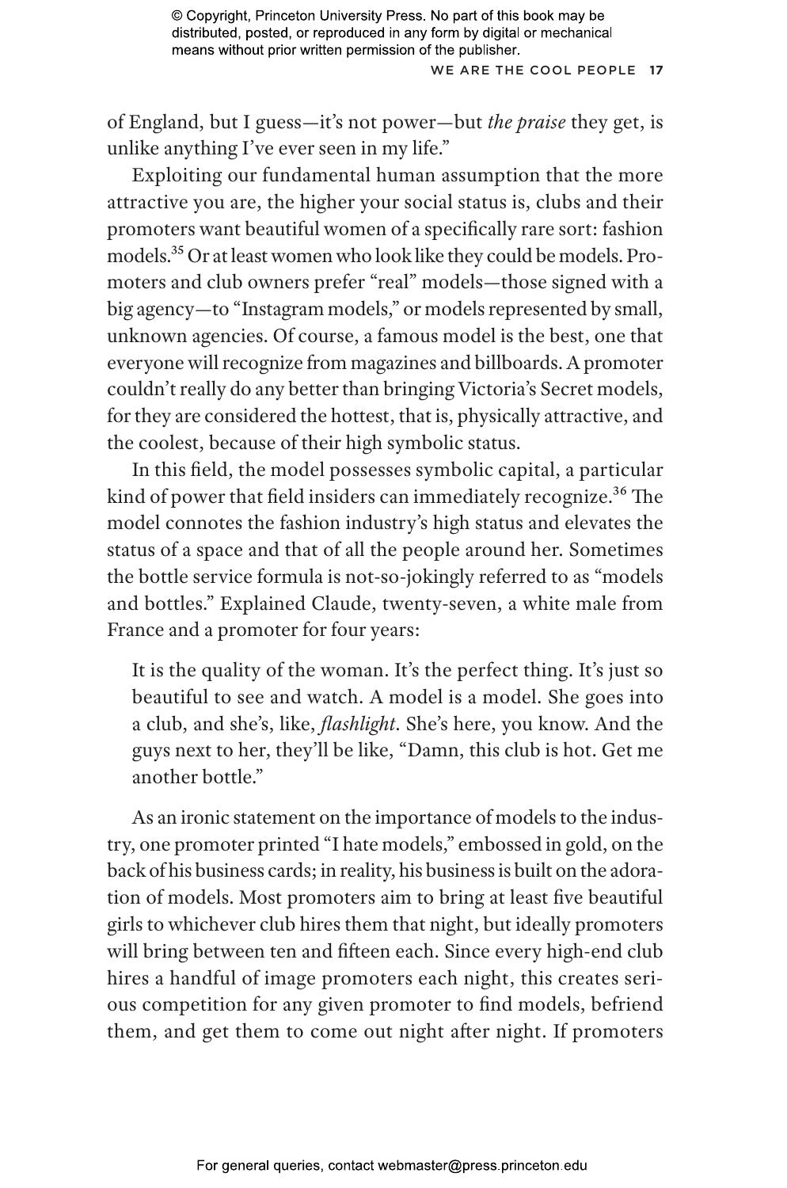of England, but I guess—it's not power—but *the praise* they get, is unlike anything I've ever seen in my life."

Exploiting our fundamental human assumption that the more attractive you are, the higher your social status is, clubs and their promoters want beautiful women of a specifically rare sort: fashion models.[35] Or at least women who look like they could be models. Promoters and club owners prefer "real" models—those signed with a big agency—to "Instagram models," or models represented by small, unknown agencies. Of course, a famous model is the best, one that everyone will recognize from magazines and billboards. A promoter couldn't really do any better than bringing Victoria's Secret models, for they are considered the hottest, that is, physically attractive, and the coolest, because of their high symbolic status.

In this field, the model possesses symbolic capital, a particular kind of power that field insiders can immediately recognize.[36] The model connotes the fashion industry's high status and elevates the status of a space and that of all the people around her. Sometimes the bottle service formula is not-so-jokingly referred to as "models and bottles." Explained Claude, twenty-seven, a white male from France and a promoter for four years:

> It is the quality of the woman. It's the perfect thing. It's just so beautiful to see and watch. A model is a model. She goes into a club, and she's, like, *flashlight*. She's here, you know. And the guys next to her, they'll be like, "Damn, this club is hot. Get me another bottle."

As an ironic statement on the importance of models to the industry, one promoter printed "I hate models," embossed in gold, on the back of his business cards; in reality, his business is built on the adoration of models. Most promoters aim to bring at least five beautiful girls to whichever club hires them that night, but ideally promoters will bring between ten and fifteen each. Since every high-end club hires a handful of image promoters each night, this creates serious competition for any given promoter to find models, befriend them, and get them to come out night after night. If promoters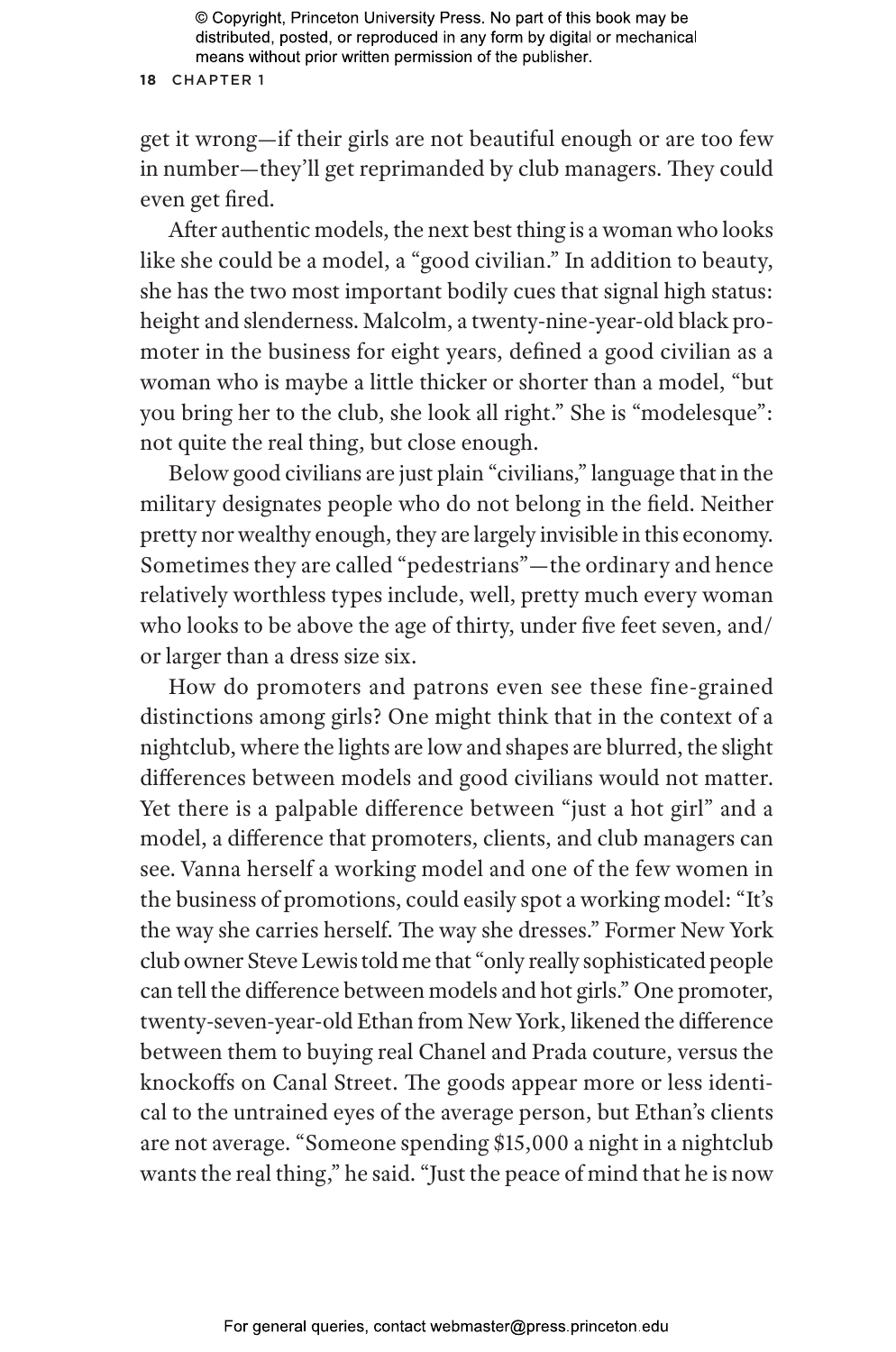get it wrong—if their girls are not beautiful enough or are too few in number—they'll get reprimanded by club managers. They could even get fired.

After authentic models, the next best thing is a woman who looks like she could be a model, a "good civilian." In addition to beauty, she has the two most important bodily cues that signal high status: height and slenderness. Malcolm, a twenty-nine-year-old black promoter in the business for eight years, defined a good civilian as a woman who is maybe a little thicker or shorter than a model, "but you bring her to the club, she look all right." She is "modelesque": not quite the real thing, but close enough.

Below good civilians are just plain "civilians," language that in the military designates people who do not belong in the field. Neither pretty nor wealthy enough, they are largely invisible in this economy. Sometimes they are called "pedestrians"—the ordinary and hence relatively worthless types include, well, pretty much every woman who looks to be above the age of thirty, under five feet seven, and/or larger than a dress size six.

How do promoters and patrons even see these fine-grained distinctions among girls? One might think that in the context of a nightclub, where the lights are low and shapes are blurred, the slight differences between models and good civilians would not matter. Yet there is a palpable difference between "just a hot girl" and a model, a difference that promoters, clients, and club managers can see. Vanna herself a working model and one of the few women in the business of promotions, could easily spot a working model: "It's the way she carries herself. The way she dresses." Former New York club owner Steve Lewis told me that "only really sophisticated people can tell the difference between models and hot girls." One promoter, twenty-seven-year-old Ethan from New York, likened the difference between them to buying real Chanel and Prada couture, versus the knockoffs on Canal Street. The goods appear more or less identical to the untrained eyes of the average person, but Ethan's clients are not average. "Someone spending $15,000 a night in a nightclub wants the real thing," he said. "Just the peace of mind that he is now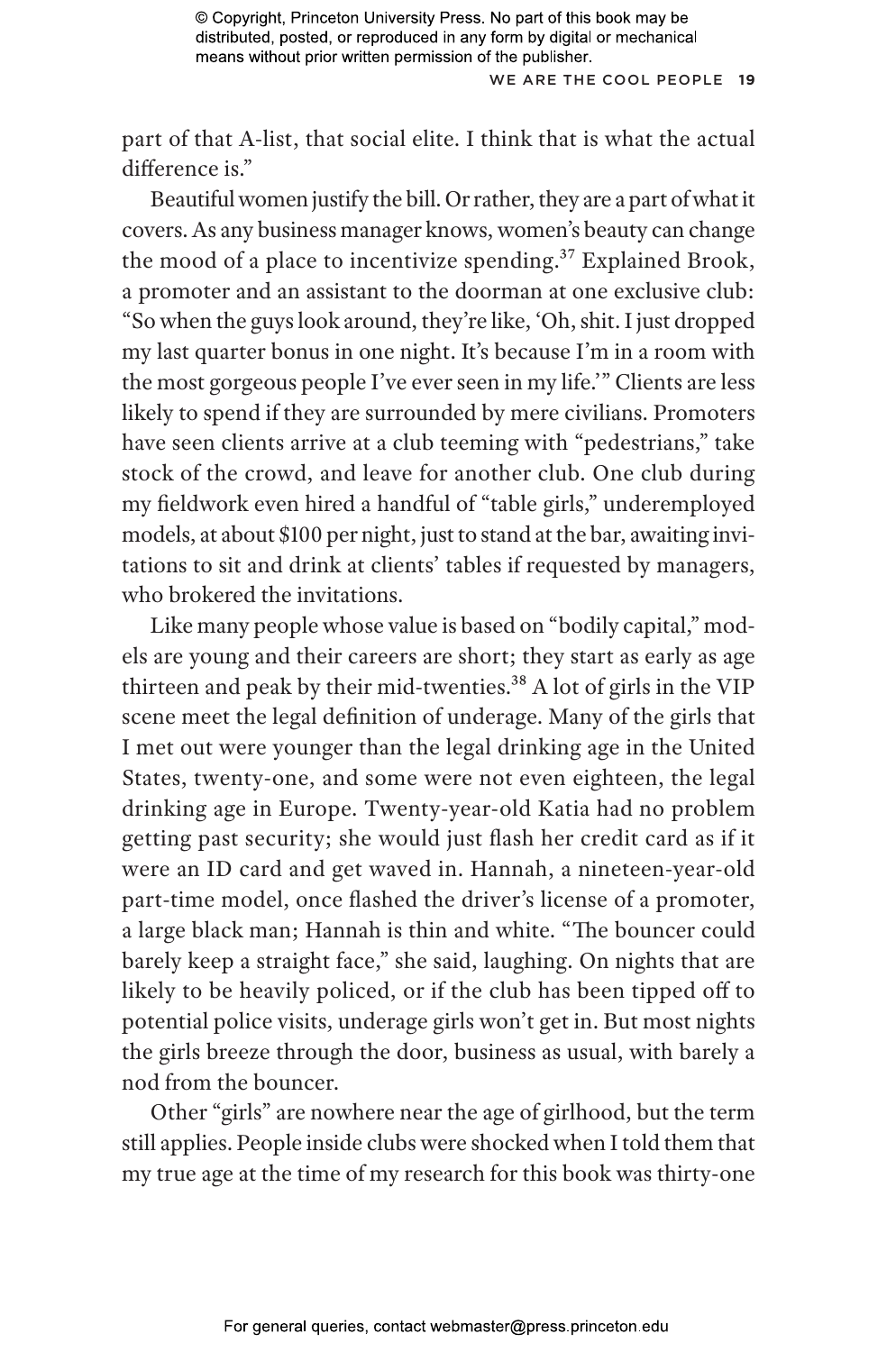part of that A-list, that social elite. I think that is what the actual difference is."

Beautiful women justify the bill. Or rather, they are a part of what it covers. As any business manager knows, women's beauty can change the mood of a place to incentivize spending.[37] Explained Brook, a promoter and an assistant to the doorman at one exclusive club: "So when the guys look around, they're like, 'Oh, shit. I just dropped my last quarter bonus in one night. It's because I'm in a room with the most gorgeous people I've ever seen in my life.'" Clients are less likely to spend if they are surrounded by mere civilians. Promoters have seen clients arrive at a club teeming with "pedestrians," take stock of the crowd, and leave for another club. One club during my fieldwork even hired a handful of "table girls," underemployed models, at about $100 per night, just to stand at the bar, awaiting invitations to sit and drink at clients' tables if requested by managers, who brokered the invitations.

Like many people whose value is based on "bodily capital," models are young and their careers are short; they start as early as age thirteen and peak by their mid-twenties.[38] A lot of girls in the VIP scene meet the legal definition of underage. Many of the girls that I met out were younger than the legal drinking age in the United States, twenty-one, and some were not even eighteen, the legal drinking age in Europe. Twenty-year-old Katia had no problem getting past security; she would just flash her credit card as if it were an ID card and get waved in. Hannah, a nineteen-year-old part-time model, once flashed the driver's license of a promoter, a large black man; Hannah is thin and white. "The bouncer could barely keep a straight face," she said, laughing. On nights that are likely to be heavily policed, or if the club has been tipped off to potential police visits, underage girls won't get in. But most nights the girls breeze through the door, business as usual, with barely a nod from the bouncer.

Other "girls" are nowhere near the age of girlhood, but the term still applies. People inside clubs were shocked when I told them that my true age at the time of my research for this book was thirty-one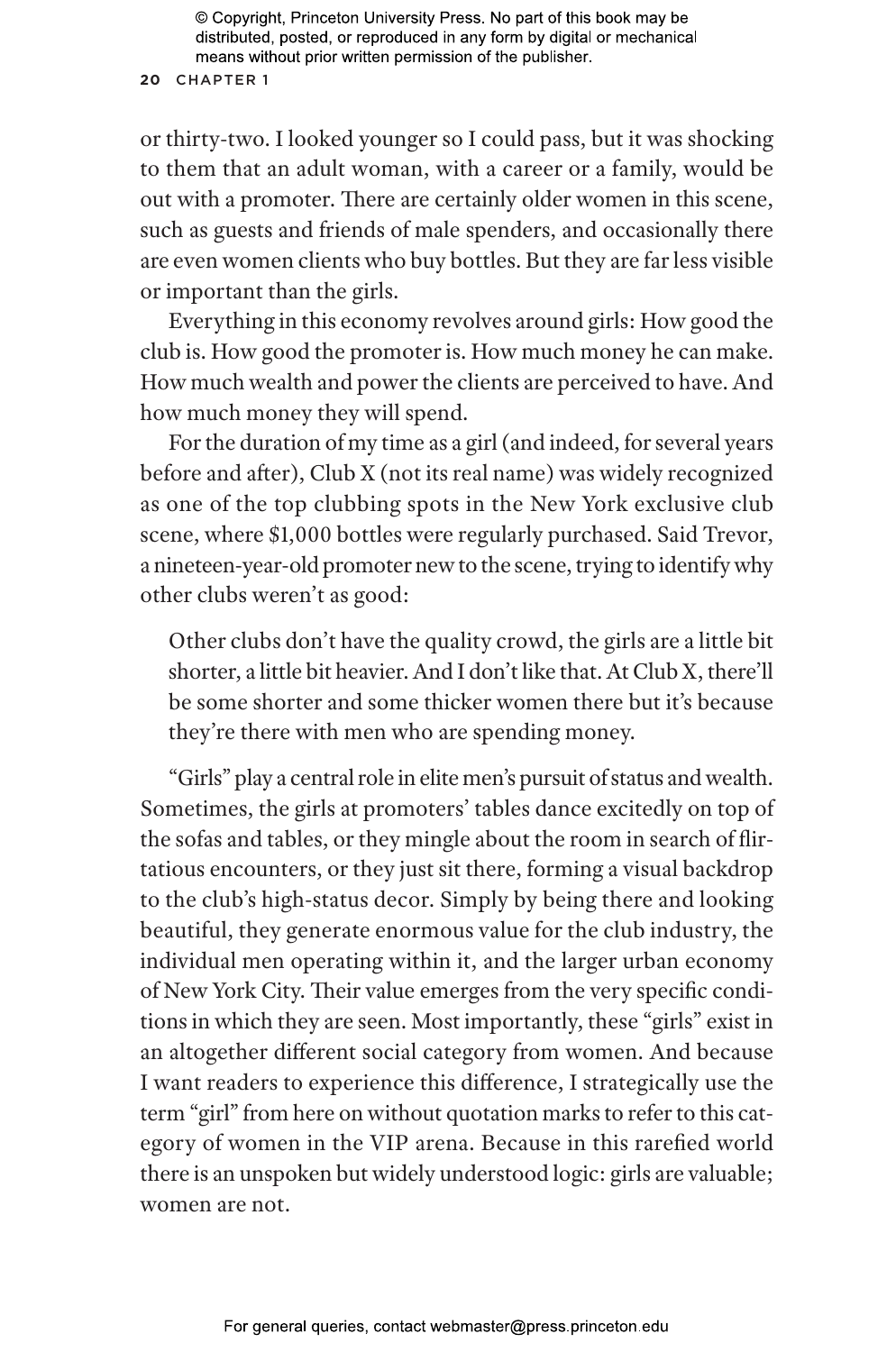or thirty-two. I looked younger so I could pass, but it was shocking to them that an adult woman, with a career or a family, would be out with a promoter. There are certainly older women in this scene, such as guests and friends of male spenders, and occasionally there are even women clients who buy bottles. But they are far less visible or important than the girls.

Everything in this economy revolves around girls: How good the club is. How good the promoter is. How much money he can make. How much wealth and power the clients are perceived to have. And how much money they will spend.

For the duration of my time as a girl (and indeed, for several years before and after), Club X (not its real name) was widely recognized as one of the top clubbing spots in the New York exclusive club scene, where $1,000 bottles were regularly purchased. Said Trevor, a nineteen-year-old promoter new to the scene, trying to identify why other clubs weren't as good:

> Other clubs don't have the quality crowd, the girls are a little bit shorter, a little bit heavier. And I don't like that. At Club X, there'll be some shorter and some thicker women there but it's because they're there with men who are spending money.

"Girls" play a central role in elite men's pursuit of status and wealth. Sometimes, the girls at promoters' tables dance excitedly on top of the sofas and tables, or they mingle about the room in search of flirtatious encounters, or they just sit there, forming a visual backdrop to the club's high-status decor. Simply by being there and looking beautiful, they generate enormous value for the club industry, the individual men operating within it, and the larger urban economy of New York City. Their value emerges from the very specific conditions in which they are seen. Most importantly, these "girls" exist in an altogether different social category from women. And because I want readers to experience this difference, I strategically use the term "girl" from here on without quotation marks to refer to this category of women in the VIP arena. Because in this rarefied world there is an unspoken but widely understood logic: girls are valuable; women are not.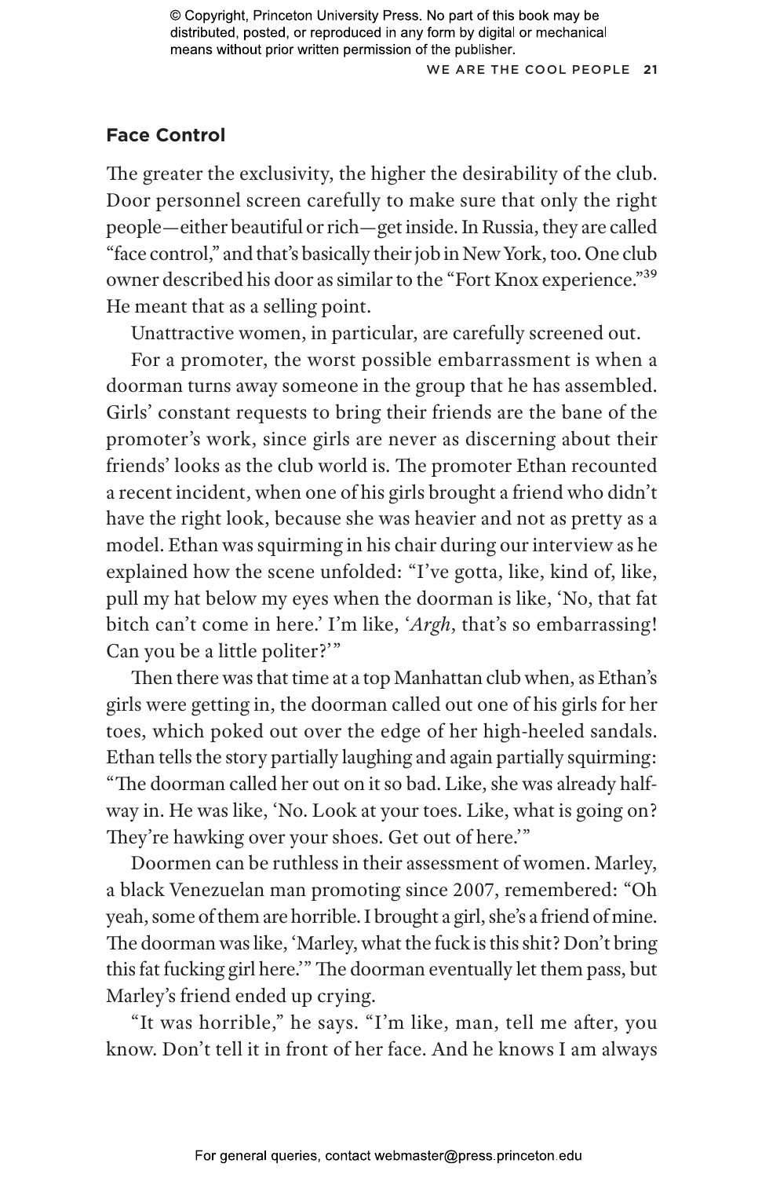## Face Control

The greater the exclusivity, the higher the desirability of the club. Door personnel screen carefully to make sure that only the right people—either beautiful or rich—get inside. In Russia, they are called "face control," and that's basically their job in New York, too. One club owner described his door as similar to the "Fort Knox experience."[39] He meant that as a selling point.

Unattractive women, in particular, are carefully screened out.

For a promoter, the worst possible embarrassment is when a doorman turns away someone in the group that he has assembled. Girls' constant requests to bring their friends are the bane of the promoter's work, since girls are never as discerning about their friends' looks as the club world is. The promoter Ethan recounted a recent incident, when one of his girls brought a friend who didn't have the right look, because she was heavier and not as pretty as a model. Ethan was squirming in his chair during our interview as he explained how the scene unfolded: "I've gotta, like, kind of, like, pull my hat below my eyes when the doorman is like, 'No, that fat bitch can't come in here.' I'm like, '*Argh*, that's so embarrassing! Can you be a little politer?'"

Then there was that time at a top Manhattan club when, as Ethan's girls were getting in, the doorman called out one of his girls for her toes, which poked out over the edge of her high-heeled sandals. Ethan tells the story partially laughing and again partially squirming: "The doorman called her out on it so bad. Like, she was already halfway in. He was like, 'No. Look at your toes. Like, what is going on? They're hawking over your shoes. Get out of here.'"

Doormen can be ruthless in their assessment of women. Marley, a black Venezuelan man promoting since 2007, remembered: "Oh yeah, some of them are horrible. I brought a girl, she's a friend of mine. The doorman was like, 'Marley, what the fuck is this shit? Don't bring this fat fucking girl here.'" The doorman eventually let them pass, but Marley's friend ended up crying.

"It was horrible," he says. "I'm like, man, tell me after, you know. Don't tell it in front of her face. And he knows I am always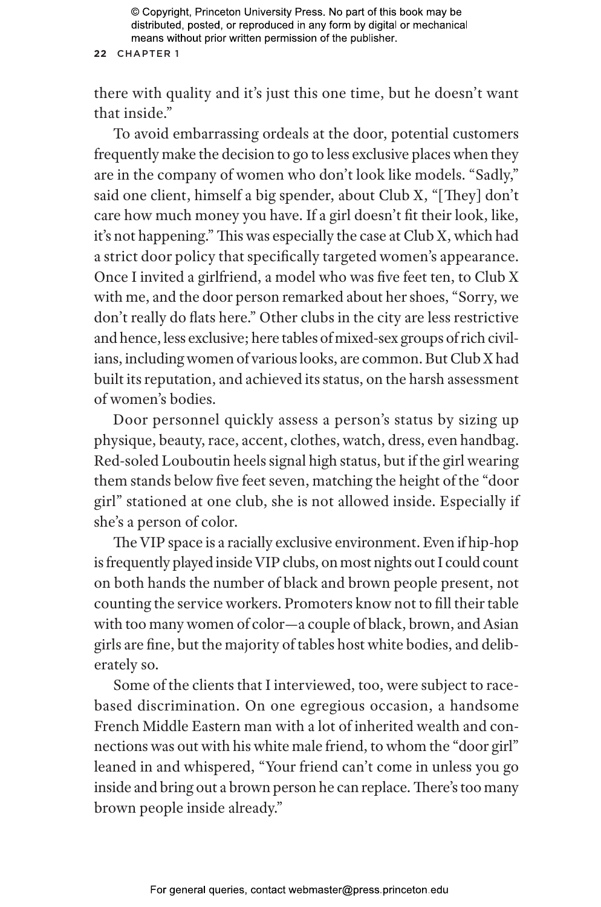there with quality and it's just this one time, but he doesn't want that inside."

To avoid embarrassing ordeals at the door, potential customers frequently make the decision to go to less exclusive places when they are in the company of women who don't look like models. "Sadly," said one client, himself a big spender, about Club X, "[They] don't care how much money you have. If a girl doesn't fit their look, like, it's not happening." This was especially the case at Club X, which had a strict door policy that specifically targeted women's appearance. Once I invited a girlfriend, a model who was five feet ten, to Club X with me, and the door person remarked about her shoes, "Sorry, we don't really do flats here." Other clubs in the city are less restrictive and hence, less exclusive; here tables of mixed-sex groups of rich civilians, including women of various looks, are common. But Club X had built its reputation, and achieved its status, on the harsh assessment of women's bodies.

Door personnel quickly assess a person's status by sizing up physique, beauty, race, accent, clothes, watch, dress, even handbag. Red-soled Louboutin heels signal high status, but if the girl wearing them stands below five feet seven, matching the height of the "door girl" stationed at one club, she is not allowed inside. Especially if she's a person of color.

The VIP space is a racially exclusive environment. Even if hip-hop is frequently played inside VIP clubs, on most nights out I could count on both hands the number of black and brown people present, not counting the service workers. Promoters know not to fill their table with too many women of color—a couple of black, brown, and Asian girls are fine, but the majority of tables host white bodies, and deliberately so.

Some of the clients that I interviewed, too, were subject to race-based discrimination. On one egregious occasion, a handsome French Middle Eastern man with a lot of inherited wealth and connections was out with his white male friend, to whom the "door girl" leaned in and whispered, "Your friend can't come in unless you go inside and bring out a brown person he can replace. There's too many brown people inside already."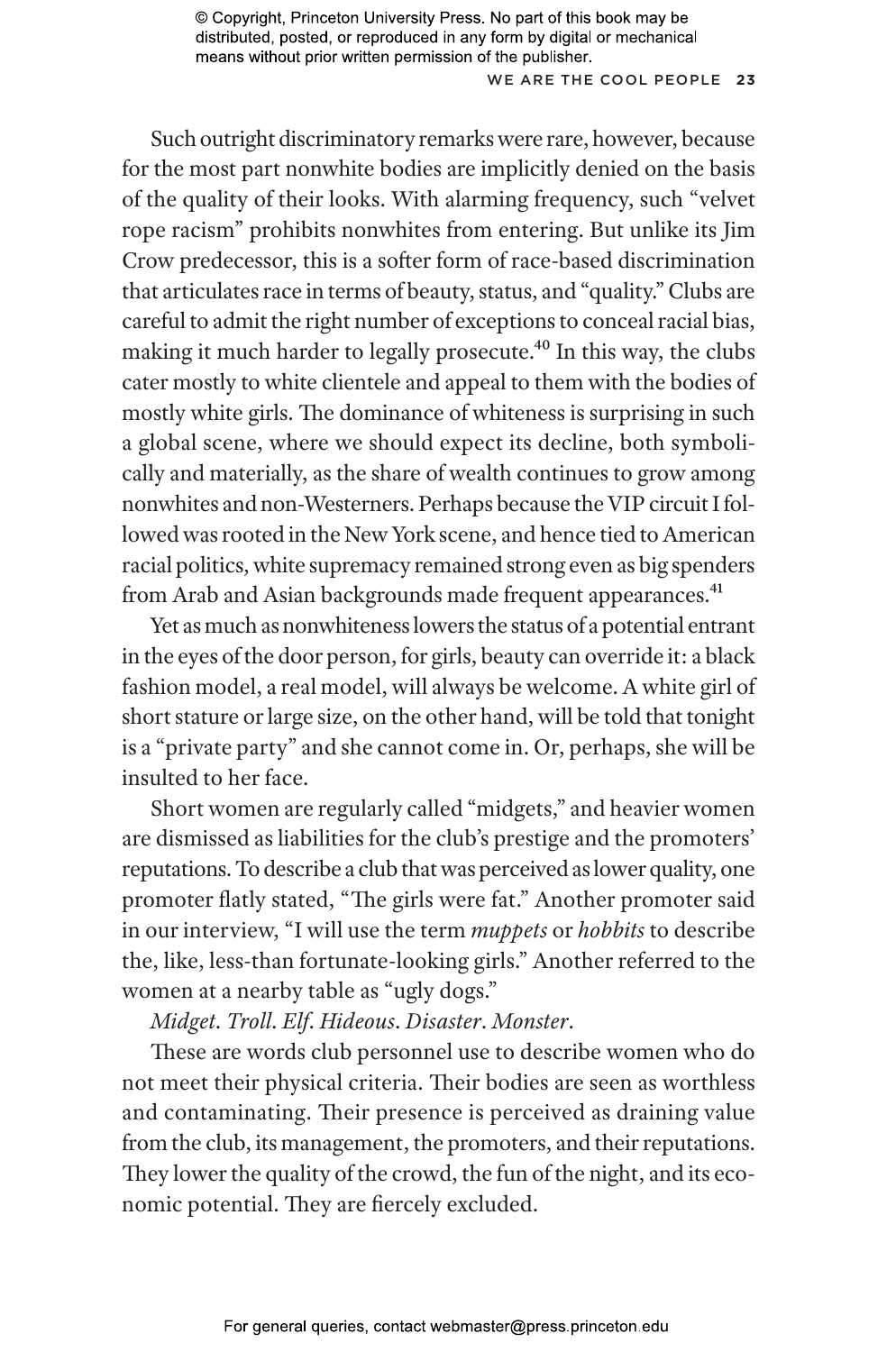Such outright discriminatory remarks were rare, however, because for the most part nonwhite bodies are implicitly denied on the basis of the quality of their looks. With alarming frequency, such "velvet rope racism" prohibits nonwhites from entering. But unlike its Jim Crow predecessor, this is a softer form of race-based discrimination that articulates race in terms of beauty, status, and "quality." Clubs are careful to admit the right number of exceptions to conceal racial bias, making it much harder to legally prosecute.[40] In this way, the clubs cater mostly to white clientele and appeal to them with the bodies of mostly white girls. The dominance of whiteness is surprising in such a global scene, where we should expect its decline, both symbolically and materially, as the share of wealth continues to grow among nonwhites and non-Westerners. Perhaps because the VIP circuit I followed was rooted in the New York scene, and hence tied to American racial politics, white supremacy remained strong even as big spenders from Arab and Asian backgrounds made frequent appearances.[41]

Yet as much as nonwhiteness lowers the status of a potential entrant in the eyes of the door person, for girls, beauty can override it: a black fashion model, a real model, will always be welcome. A white girl of short stature or large size, on the other hand, will be told that tonight is a "private party" and she cannot come in. Or, perhaps, she will be insulted to her face.

Short women are regularly called "midgets," and heavier women are dismissed as liabilities for the club's prestige and the promoters' reputations. To describe a club that was perceived as lower quality, one promoter flatly stated, "The girls were fat." Another promoter said in our interview, "I will use the term *muppets* or *hobbits* to describe the, like, less-than fortunate-looking girls." Another referred to the women at a nearby table as "ugly dogs."

*Midget. Troll. Elf. Hideous. Disaster. Monster.*

These are words club personnel use to describe women who do not meet their physical criteria. Their bodies are seen as worthless and contaminating. Their presence is perceived as draining value from the club, its management, the promoters, and their reputations. They lower the quality of the crowd, the fun of the night, and its economic potential. They are fiercely excluded.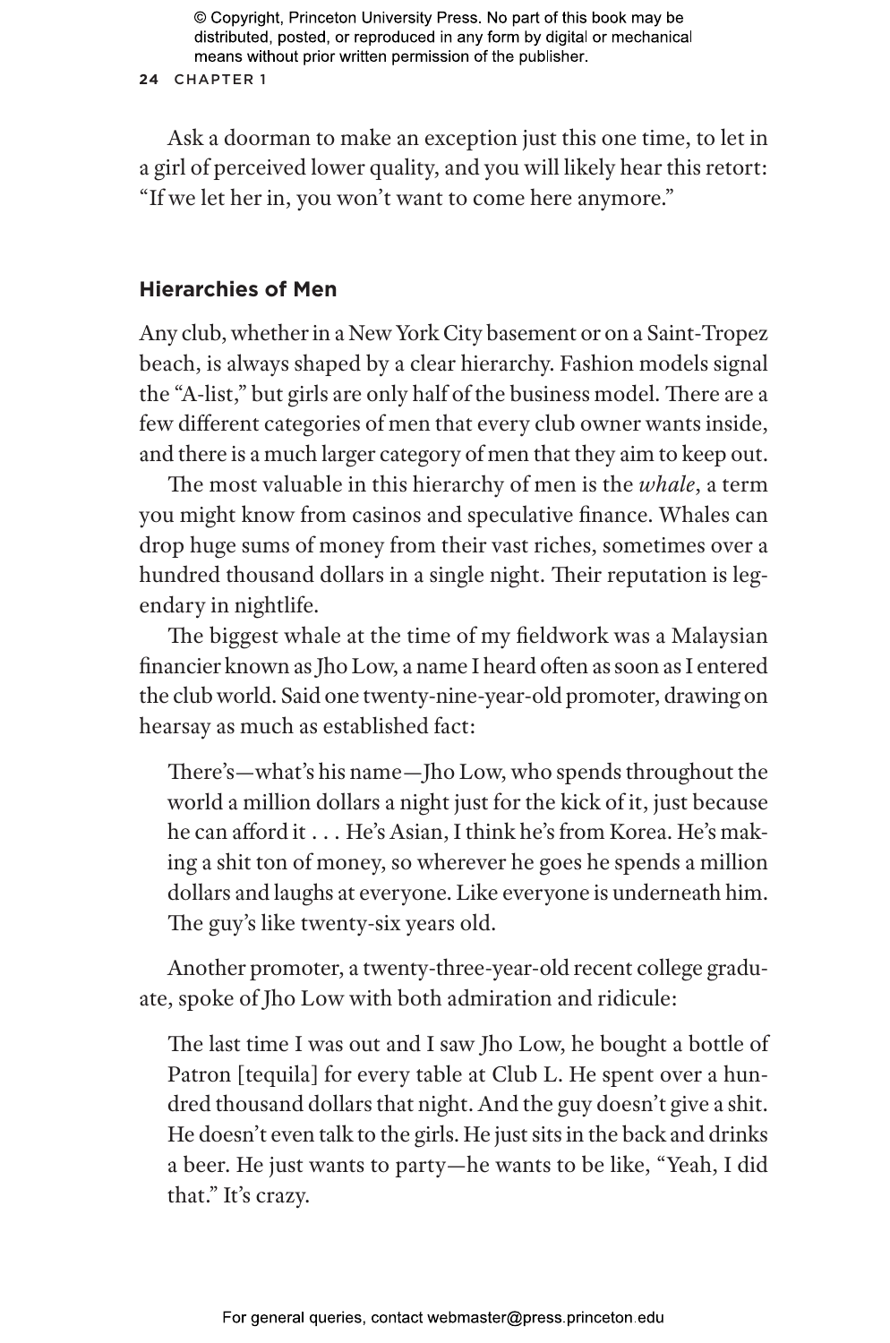Ask a doorman to make an exception just this one time, to let in a girl of perceived lower quality, and you will likely hear this retort: "If we let her in, you won't want to come here anymore."

## Hierarchies of Men

Any club, whether in a New York City basement or on a Saint-Tropez beach, is always shaped by a clear hierarchy. Fashion models signal the "A-list," but girls are only half of the business model. There are a few different categories of men that every club owner wants inside, and there is a much larger category of men that they aim to keep out.

The most valuable in this hierarchy of men is the *whale*, a term you might know from casinos and speculative finance. Whales can drop huge sums of money from their vast riches, sometimes over a hundred thousand dollars in a single night. Their reputation is legendary in nightlife.

The biggest whale at the time of my fieldwork was a Malaysian financier known as Jho Low, a name I heard often as soon as I entered the club world. Said one twenty-nine-year-old promoter, drawing on hearsay as much as established fact:

> There's—what's his name—Jho Low, who spends throughout the world a million dollars a night just for the kick of it, just because he can afford it . . . He's Asian, I think he's from Korea. He's making a shit ton of money, so wherever he goes he spends a million dollars and laughs at everyone. Like everyone is underneath him. The guy's like twenty-six years old.

Another promoter, a twenty-three-year-old recent college graduate, spoke of Jho Low with both admiration and ridicule:

> The last time I was out and I saw Jho Low, he bought a bottle of Patron [tequila] for every table at Club L. He spent over a hundred thousand dollars that night. And the guy doesn't give a shit. He doesn't even talk to the girls. He just sits in the back and drinks a beer. He just wants to party—he wants to be like, "Yeah, I did that." It's crazy.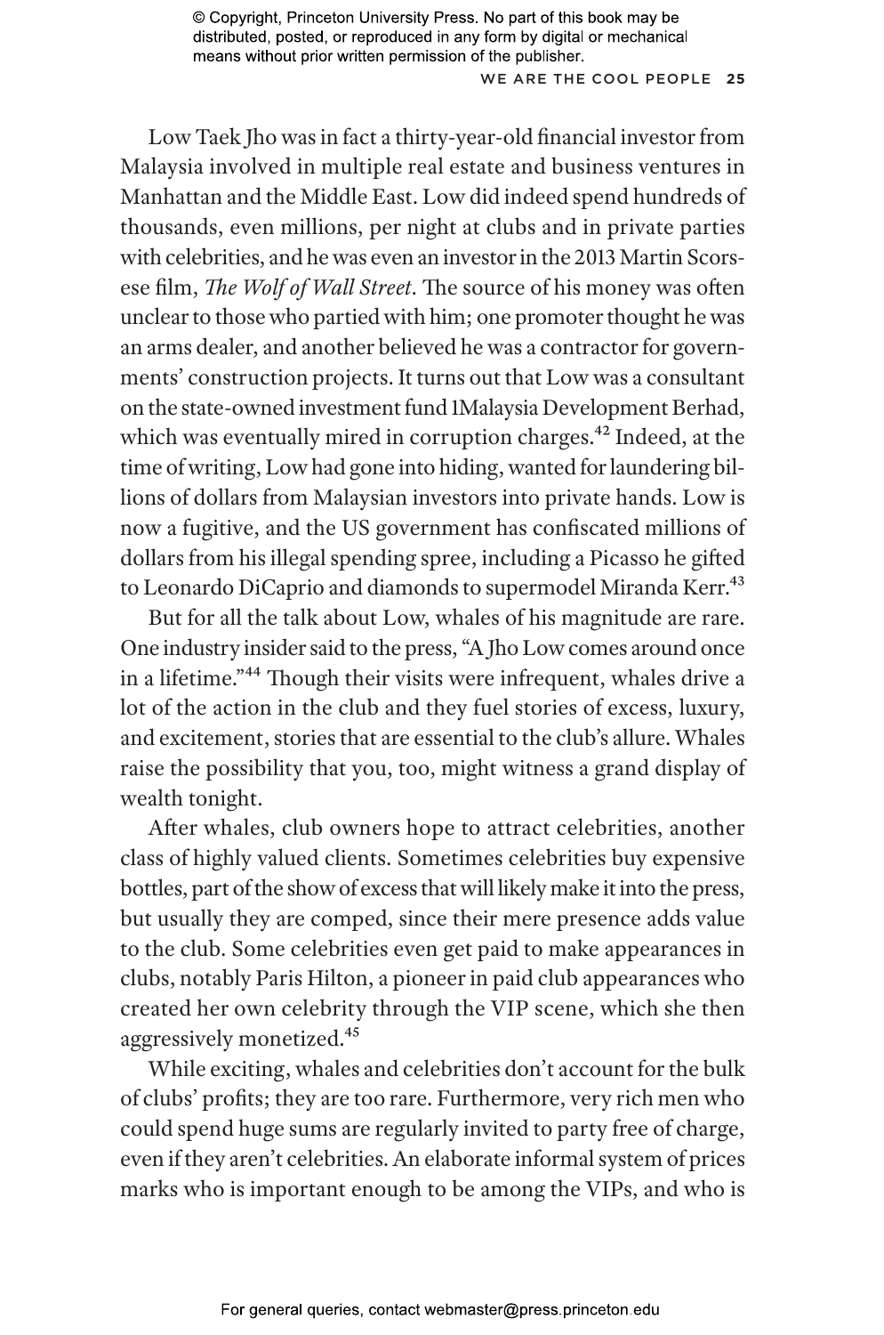Low Taek Jho was in fact a thirty-year-old financial investor from Malaysia involved in multiple real estate and business ventures in Manhattan and the Middle East. Low did indeed spend hundreds of thousands, even millions, per night at clubs and in private parties with celebrities, and he was even an investor in the 2013 Martin Scorsese film, *The Wolf of Wall Street*. The source of his money was often unclear to those who partied with him; one promoter thought he was an arms dealer, and another believed he was a contractor for governments' construction projects. It turns out that Low was a consultant on the state-owned investment fund 1Malaysia Development Berhad, which was eventually mired in corruption charges.[42] Indeed, at the time of writing, Low had gone into hiding, wanted for laundering billions of dollars from Malaysian investors into private hands. Low is now a fugitive, and the US government has confiscated millions of dollars from his illegal spending spree, including a Picasso he gifted to Leonardo DiCaprio and diamonds to supermodel Miranda Kerr.[43]

But for all the talk about Low, whales of his magnitude are rare. One industry insider said to the press, "A Jho Low comes around once in a lifetime."[44] Though their visits were infrequent, whales drive a lot of the action in the club and they fuel stories of excess, luxury, and excitement, stories that are essential to the club's allure. Whales raise the possibility that you, too, might witness a grand display of wealth tonight.

After whales, club owners hope to attract celebrities, another class of highly valued clients. Sometimes celebrities buy expensive bottles, part of the show of excess that will likely make it into the press, but usually they are comped, since their mere presence adds value to the club. Some celebrities even get paid to make appearances in clubs, notably Paris Hilton, a pioneer in paid club appearances who created her own celebrity through the VIP scene, which she then aggressively monetized.[45]

While exciting, whales and celebrities don't account for the bulk of clubs' profits; they are too rare. Furthermore, very rich men who could spend huge sums are regularly invited to party free of charge, even if they aren't celebrities. An elaborate informal system of prices marks who is important enough to be among the VIPs, and who is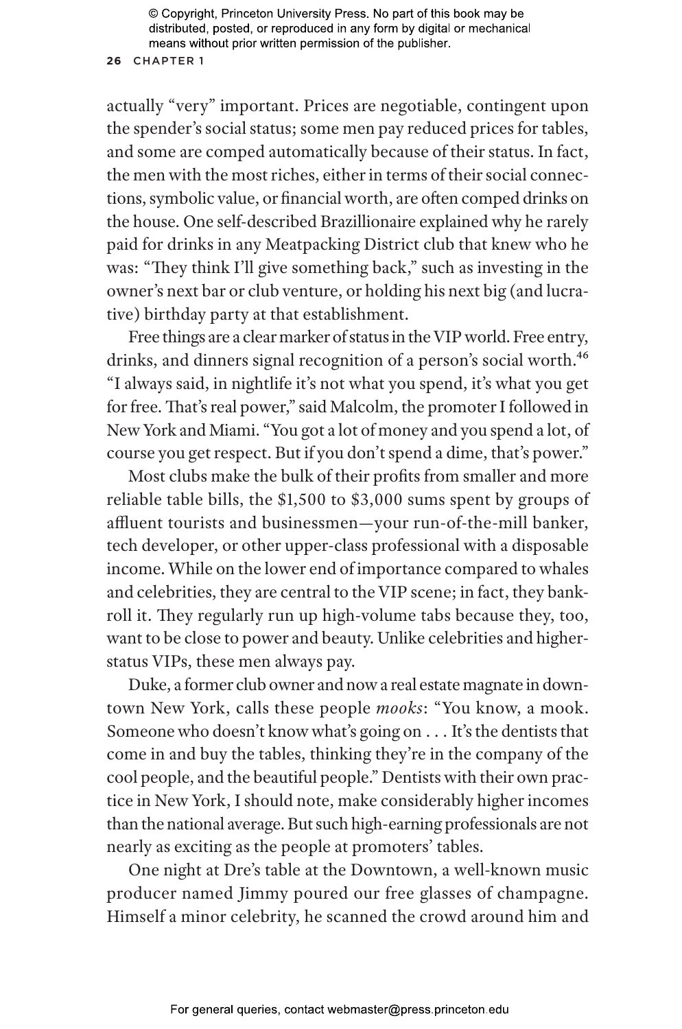actually "very" important. Prices are negotiable, contingent upon the spender's social status; some men pay reduced prices for tables, and some are comped automatically because of their status. In fact, the men with the most riches, either in terms of their social connections, symbolic value, or financial worth, are often comped drinks on the house. One self-described Brazillionaire explained why he rarely paid for drinks in any Meatpacking District club that knew who he was: "They think I'll give something back," such as investing in the owner's next bar or club venture, or holding his next big (and lucrative) birthday party at that establishment.

Free things are a clear marker of status in the VIP world. Free entry, drinks, and dinners signal recognition of a person's social worth.[46] "I always said, in nightlife it's not what you spend, it's what you get for free. That's real power," said Malcolm, the promoter I followed in New York and Miami. "You got a lot of money and you spend a lot, of course you get respect. But if you don't spend a dime, that's power."

Most clubs make the bulk of their profits from smaller and more reliable table bills, the $1,500 to $3,000 sums spent by groups of affluent tourists and businessmen—your run-of-the-mill banker, tech developer, or other upper-class professional with a disposable income. While on the lower end of importance compared to whales and celebrities, they are central to the VIP scene; in fact, they bankroll it. They regularly run up high-volume tabs because they, too, want to be close to power and beauty. Unlike celebrities and higher-status VIPs, these men always pay.

Duke, a former club owner and now a real estate magnate in downtown New York, calls these people *mooks*: "You know, a mook. Someone who doesn't know what's going on . . . It's the dentists that come in and buy the tables, thinking they're in the company of the cool people, and the beautiful people." Dentists with their own practice in New York, I should note, make considerably higher incomes than the national average. But such high-earning professionals are not nearly as exciting as the people at promoters' tables.

One night at Dre's table at the Downtown, a well-known music producer named Jimmy poured our free glasses of champagne. Himself a minor celebrity, he scanned the crowd around him and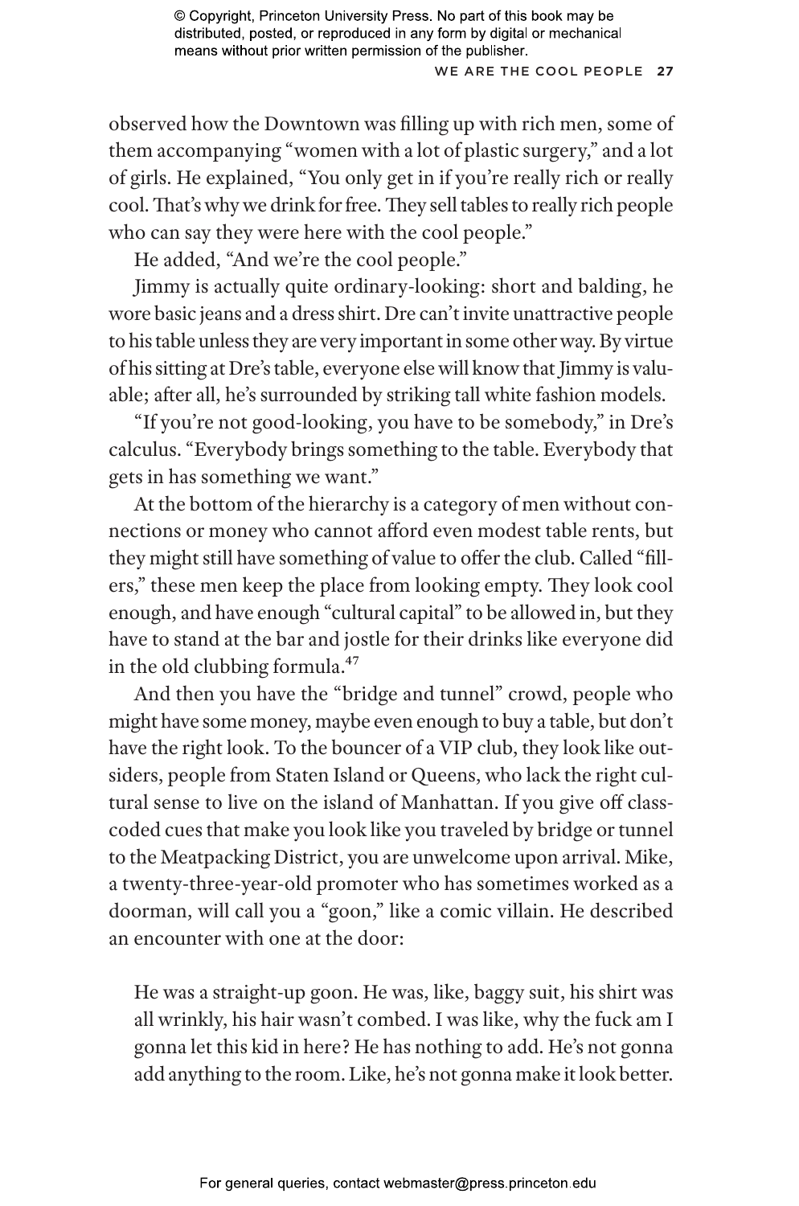observed how the Downtown was filling up with rich men, some of them accompanying "women with a lot of plastic surgery," and a lot of girls. He explained, "You only get in if you're really rich or really cool. That's why we drink for free. They sell tables to really rich people who can say they were here with the cool people."

He added, "And we're the cool people."

Jimmy is actually quite ordinary-looking: short and balding, he wore basic jeans and a dress shirt. Dre can't invite unattractive people to his table unless they are very important in some other way. By virtue of his sitting at Dre's table, everyone else will know that Jimmy is valuable; after all, he's surrounded by striking tall white fashion models.

"If you're not good-looking, you have to be somebody," in Dre's calculus. "Everybody brings something to the table. Everybody that gets in has something we want."

At the bottom of the hierarchy is a category of men without connections or money who cannot afford even modest table rents, but they might still have something of value to offer the club. Called "fillers," these men keep the place from looking empty. They look cool enough, and have enough "cultural capital" to be allowed in, but they have to stand at the bar and jostle for their drinks like everyone did in the old clubbing formula.[47]

And then you have the "bridge and tunnel" crowd, people who might have some money, maybe even enough to buy a table, but don't have the right look. To the bouncer of a VIP club, they look like outsiders, people from Staten Island or Queens, who lack the right cultural sense to live on the island of Manhattan. If you give off class-coded cues that make you look like you traveled by bridge or tunnel to the Meatpacking District, you are unwelcome upon arrival. Mike, a twenty-three-year-old promoter who has sometimes worked as a doorman, will call you a "goon," like a comic villain. He described an encounter with one at the door:

> He was a straight-up goon. He was, like, baggy suit, his shirt was all wrinkly, his hair wasn't combed. I was like, why the fuck am I gonna let this kid in here? He has nothing to add. He's not gonna add anything to the room. Like, he's not gonna make it look better.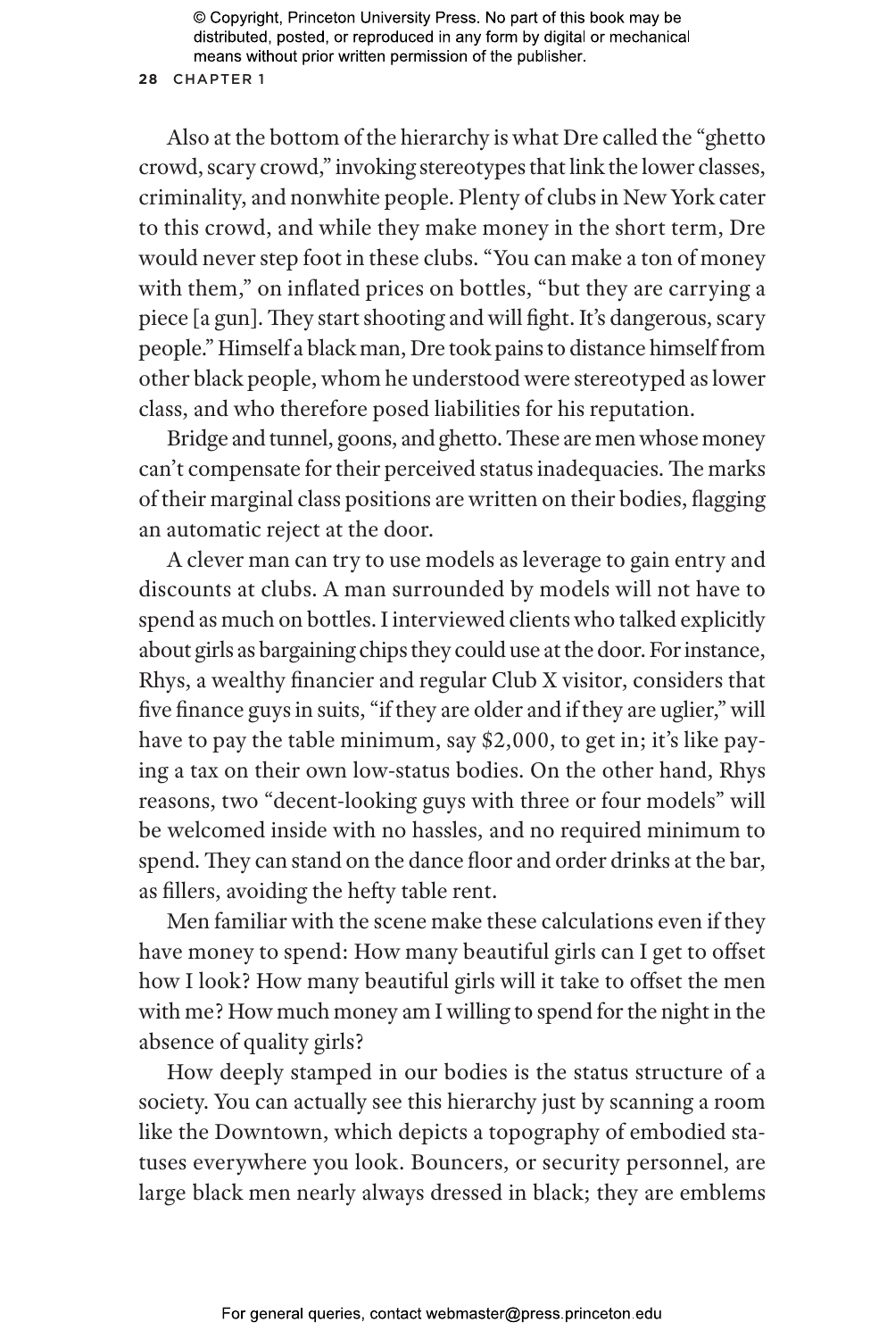Also at the bottom of the hierarchy is what Dre called the "ghetto crowd, scary crowd," invoking stereotypes that link the lower classes, criminality, and nonwhite people. Plenty of clubs in New York cater to this crowd, and while they make money in the short term, Dre would never step foot in these clubs. "You can make a ton of money with them," on inflated prices on bottles, "but they are carrying a piece [a gun]. They start shooting and will fight. It's dangerous, scary people." Himself a black man, Dre took pains to distance himself from other black people, whom he understood were stereotyped as lower class, and who therefore posed liabilities for his reputation.

Bridge and tunnel, goons, and ghetto. These are men whose money can't compensate for their perceived status inadequacies. The marks of their marginal class positions are written on their bodies, flagging an automatic reject at the door.

A clever man can try to use models as leverage to gain entry and discounts at clubs. A man surrounded by models will not have to spend as much on bottles. I interviewed clients who talked explicitly about girls as bargaining chips they could use at the door. For instance, Rhys, a wealthy financier and regular Club X visitor, considers that five finance guys in suits, "if they are older and if they are uglier," will have to pay the table minimum, say $2,000, to get in; it's like paying a tax on their own low-status bodies. On the other hand, Rhys reasons, two "decent-looking guys with three or four models" will be welcomed inside with no hassles, and no required minimum to spend. They can stand on the dance floor and order drinks at the bar, as fillers, avoiding the hefty table rent.

Men familiar with the scene make these calculations even if they have money to spend: How many beautiful girls can I get to offset how I look? How many beautiful girls will it take to offset the men with me? How much money am I willing to spend for the night in the absence of quality girls?

How deeply stamped in our bodies is the status structure of a society. You can actually see this hierarchy just by scanning a room like the Downtown, which depicts a topography of embodied statuses everywhere you look. Bouncers, or security personnel, are large black men nearly always dressed in black; they are emblems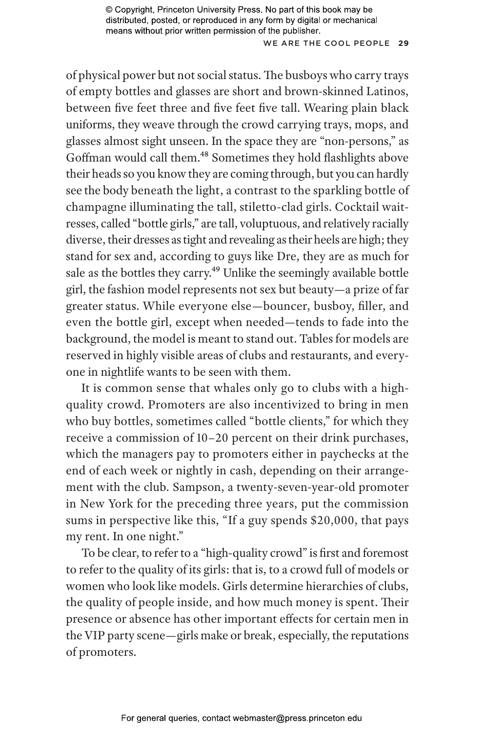of physical power but not social status. The busboys who carry trays of empty bottles and glasses are short and brown-skinned Latinos, between five feet three and five feet five tall. Wearing plain black uniforms, they weave through the crowd carrying trays, mops, and glasses almost sight unseen. In the space they are "non-persons," as Goffman would call them.[48] Sometimes they hold flashlights above their heads so you know they are coming through, but you can hardly see the body beneath the light, a contrast to the sparkling bottle of champagne illuminating the tall, stiletto-clad girls. Cocktail waitresses, called "bottle girls," are tall, voluptuous, and relatively racially diverse, their dresses as tight and revealing as their heels are high; they stand for sex and, according to guys like Dre, they are as much for sale as the bottles they carry.[49] Unlike the seemingly available bottle girl, the fashion model represents not sex but beauty—a prize of far greater status. While everyone else—bouncer, busboy, filler, and even the bottle girl, except when needed—tends to fade into the background, the model is meant to stand out. Tables for models are reserved in highly visible areas of clubs and restaurants, and everyone in nightlife wants to be seen with them.

It is common sense that whales only go to clubs with a high-quality crowd. Promoters are also incentivized to bring in men who buy bottles, sometimes called "bottle clients," for which they receive a commission of 10–20 percent on their drink purchases, which the managers pay to promoters either in paychecks at the end of each week or nightly in cash, depending on their arrangement with the club. Sampson, a twenty-seven-year-old promoter in New York for the preceding three years, put the commission sums in perspective like this, "If a guy spends $20,000, that pays my rent. In one night."

To be clear, to refer to a "high-quality crowd" is first and foremost to refer to the quality of its girls: that is, to a crowd full of models or women who look like models. Girls determine hierarchies of clubs, the quality of people inside, and how much money is spent. Their presence or absence has other important effects for certain men in the VIP party scene—girls make or break, especially, the reputations of promoters.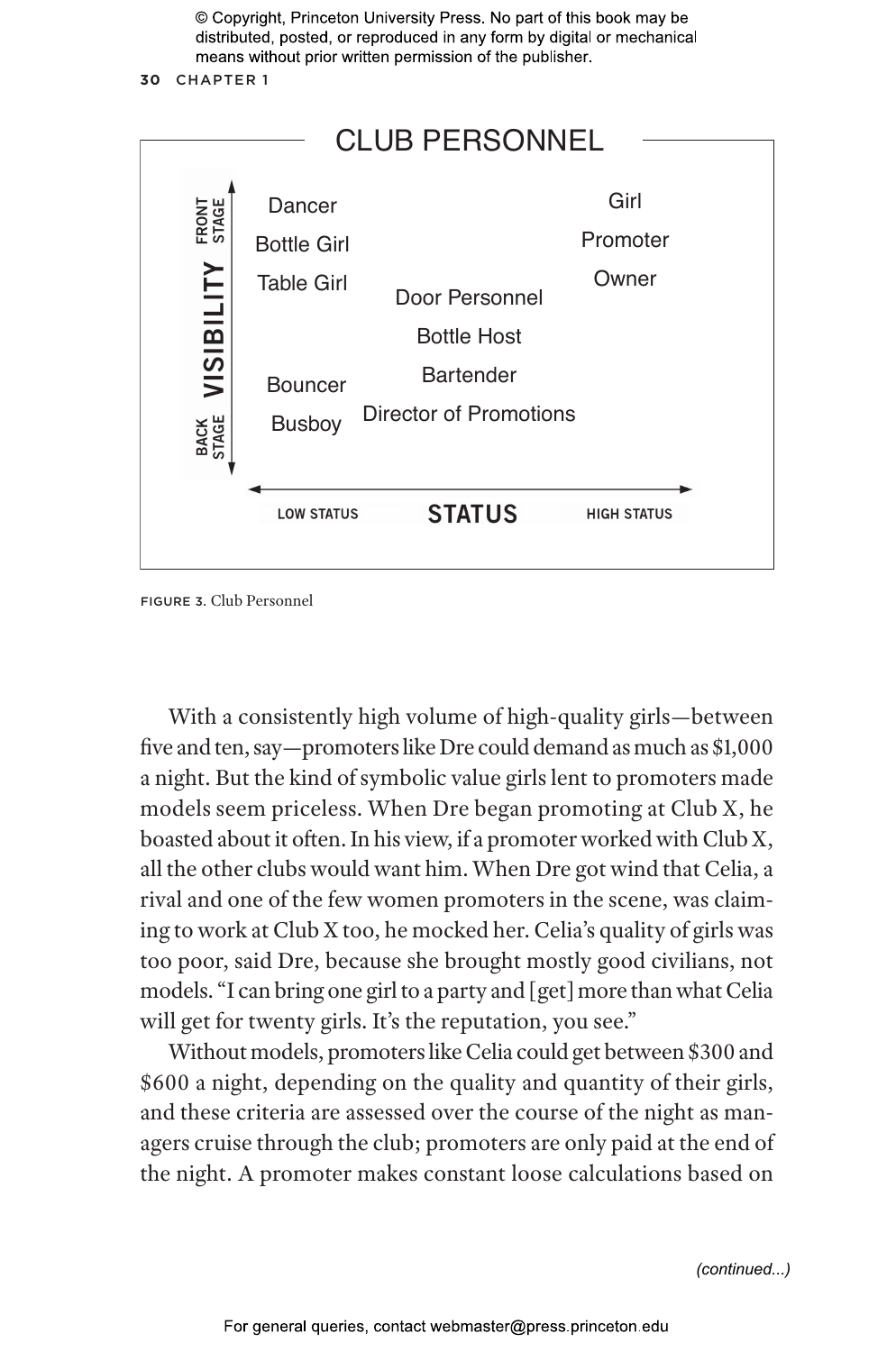**CLUB PERSONNEL**

| VISIBILITY | LOW STATUS | | HIGH STATUS |
|---|---|---|---|
| FRONT STAGE | Dancer | | Girl |
| | Bottle Girl | | Promoter |
| | Table Girl | Door Personnel | Owner |
| | | Bottle Host | |
| | Bouncer | Bartender | |
| BACK STAGE | Busboy | Director of Promotions | |

FIGURE 3. Club Personnel

With a consistently high volume of high-quality girls—between five and ten, say—promoters like Dre could demand as much as $1,000 a night. But the kind of symbolic value girls lent to promoters made models seem priceless. When Dre began promoting at Club X, he boasted about it often. In his view, if a promoter worked with Club X, all the other clubs would want him. When Dre got wind that Celia, a rival and one of the few women promoters in the scene, was claiming to work at Club X too, he mocked her. Celia's quality of girls was too poor, said Dre, because she brought mostly good civilians, not models. "I can bring one girl to a party and [get] more than what Celia will get for twenty girls. It's the reputation, you see."

Without models, promoters like Celia could get between $300 and $600 a night, depending on the quality and quantity of their girls, and these criteria are assessed over the course of the night as managers cruise through the club; promoters are only paid at the end of the night. A promoter makes constant loose calculations based on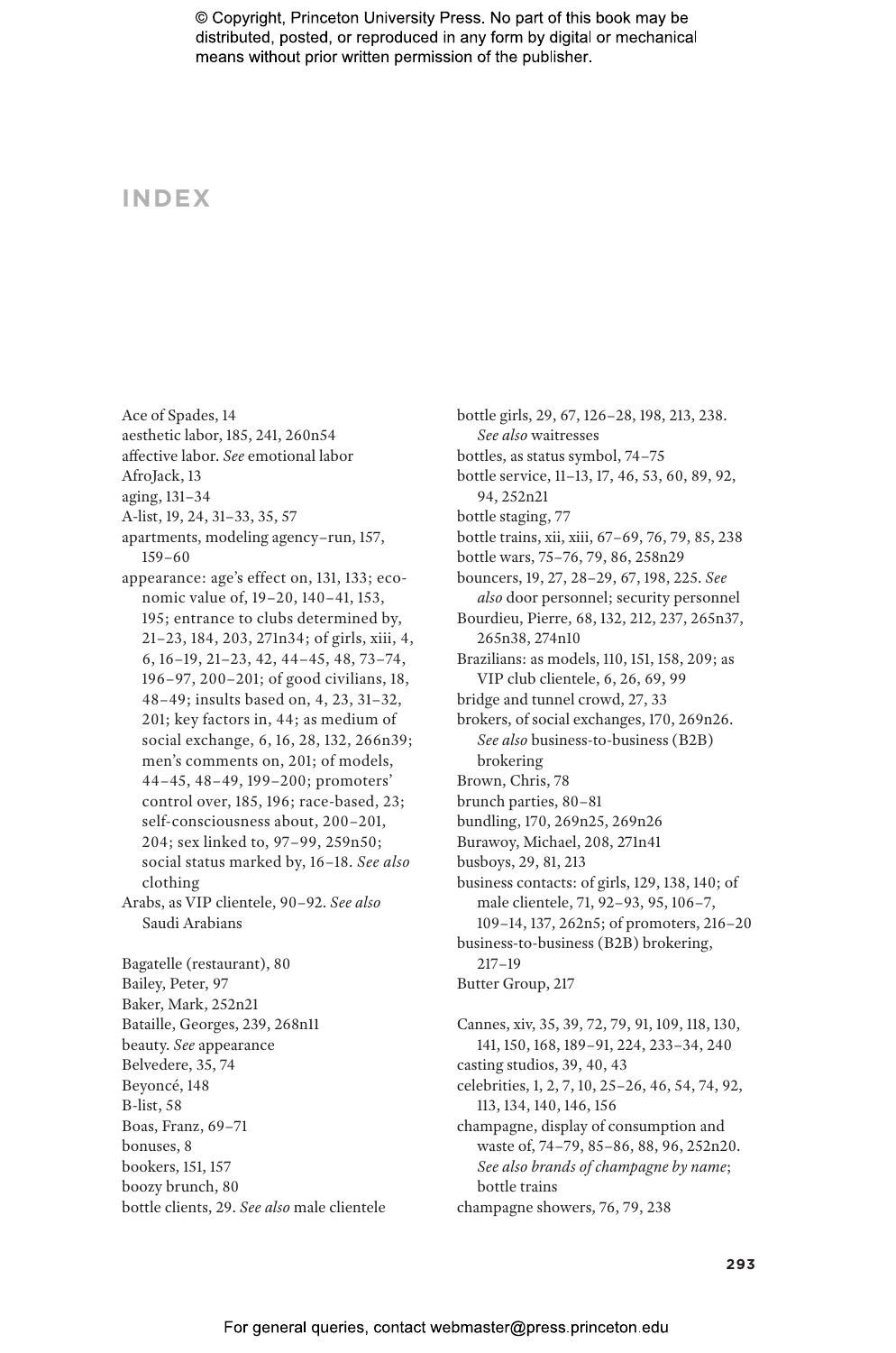# INDEX

Ace of Spades, 14
aesthetic labor, 185, 241, 260n54
affective labor. *See* emotional labor
AfroJack, 13
aging, 131–34
A-list, 19, 24, 31–33, 35, 57
apartments, modeling agency–run, 157, 159–60
appearance: age's effect on, 131, 133; economic value of, 19–20, 140–41, 153, 195; entrance to clubs determined by, 21–23, 184, 203, 271n34; of girls, xiii, 4, 6, 16–19, 21–23, 42, 44–45, 48, 73–74, 196–97, 200–201; of good civilians, 18, 48–49; insults based on, 4, 23, 31–32, 201; key factors in, 44; as medium of social exchange, 6, 16, 28, 132, 266n39; men's comments on, 201; of models, 44–45, 48–49, 199–200; promoters' control over, 185, 196; race-based, 23; self-consciousness about, 200–201, 204; sex linked to, 97–99, 259n50; social status marked by, 16–18. *See also* clothing
Arabs, as VIP clientele, 90–92. *See also* Saudi Arabians

Bagatelle (restaurant), 80
Bailey, Peter, 97
Baker, Mark, 252n21
Bataille, Georges, 239, 268n11
beauty. *See* appearance
Belvedere, 35, 74
Beyoncé, 148
B-list, 58
Boas, Franz, 69–71
bonuses, 8
bookers, 151, 157
boozy brunch, 80
bottle clients, 29. *See also* male clientele
bottle girls, 29, 67, 126–28, 198, 213, 238. *See also* waitresses
bottles, as status symbol, 74–75
bottle service, 11–13, 17, 46, 53, 60, 89, 92, 94, 252n21
bottle staging, 77
bottle trains, xii, xiii, 67–69, 76, 79, 85, 238
bottle wars, 75–76, 79, 86, 258n29
bouncers, 19, 27, 28–29, 67, 198, 225. *See also* door personnel; security personnel
Bourdieu, Pierre, 68, 132, 212, 237, 265n37, 265n38, 274n10
Brazilians: as models, 110, 151, 158, 209; as VIP club clientele, 6, 26, 69, 99
bridge and tunnel crowd, 27, 33
brokers, of social exchanges, 170, 269n26. *See also* business-to-business (B2B) brokering
Brown, Chris, 78
brunch parties, 80–81
bundling, 170, 269n25, 269n26
Burawoy, Michael, 208, 271n41
busboys, 29, 81, 213
business contacts: of girls, 129, 138, 140; of male clientele, 71, 92–93, 95, 106–7, 109–14, 137, 262n5; of promoters, 216–20
business-to-business (B2B) brokering, 217–19
Butter Group, 217

Cannes, xiv, 35, 39, 72, 79, 91, 109, 118, 130, 141, 150, 168, 189–91, 224, 233–34, 240
casting studios, 39, 40, 43
celebrities, 1, 2, 7, 10, 25–26, 46, 54, 74, 92, 113, 134, 140, 146, 156
champagne, display of consumption and waste of, 74–79, 85–86, 88, 96, 252n20. *See also brands of champagne by name*; bottle trains
champagne showers, 76, 79, 238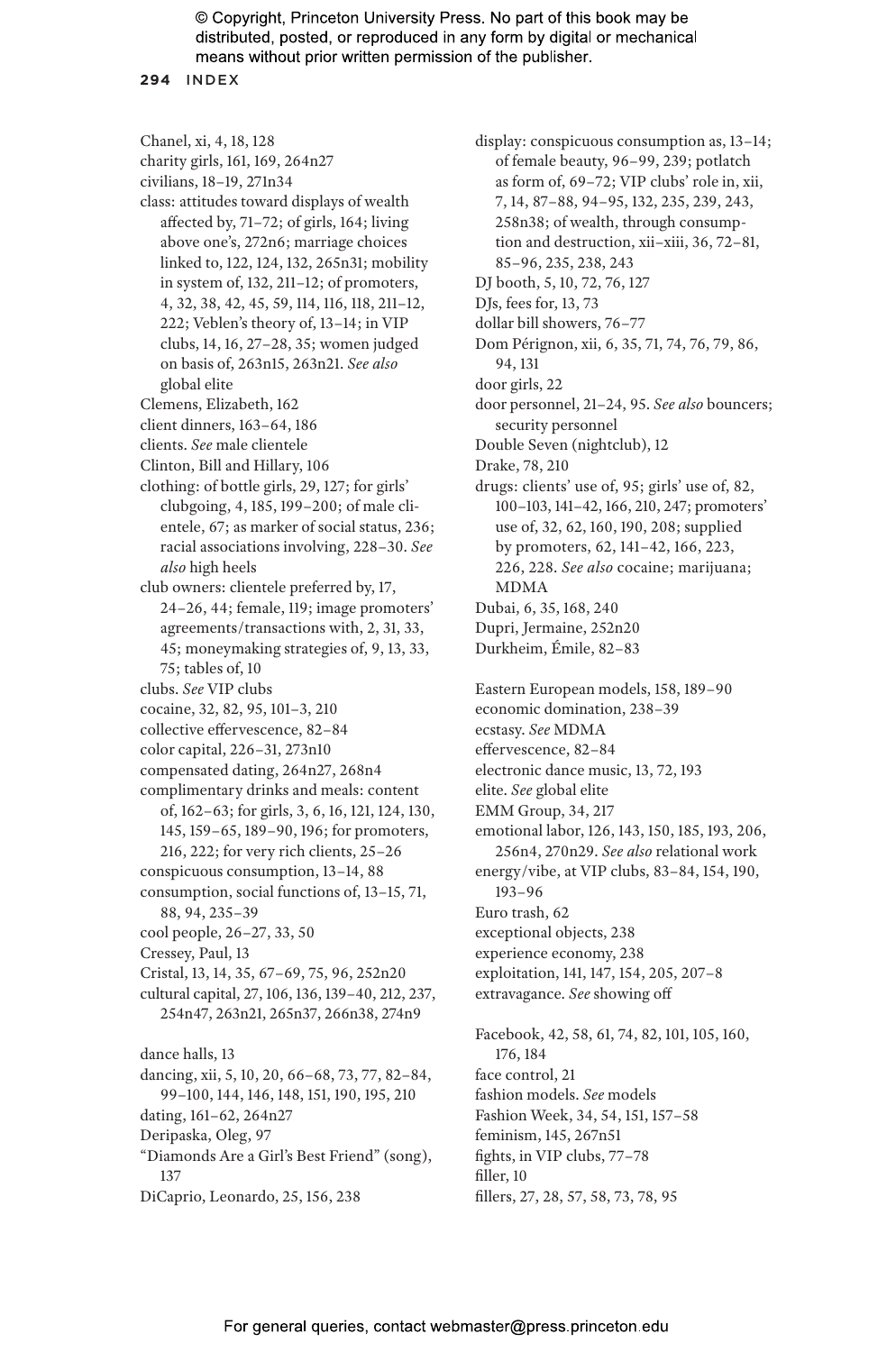Chanel, xi, 4, 18, 128
charity girls, 161, 169, 264n27
civilians, 18–19, 271n34
class: attitudes toward displays of wealth affected by, 71–72; of girls, 164; living above one's, 272n6; marriage choices linked to, 122, 124, 132, 265n31; mobility in system of, 132, 211–12; of promoters, 4, 32, 38, 42, 45, 59, 114, 116, 118, 211–12, 222; Veblen's theory of, 13–14; in VIP clubs, 14, 16, 27–28, 35; women judged on basis of, 263n15, 263n21. *See also* global elite
Clemens, Elizabeth, 162
client dinners, 163–64, 186
clients. *See* male clientele
Clinton, Bill and Hillary, 106
clothing: of bottle girls, 29, 127; for girls' clubgoing, 4, 185, 199–200; of male clientele, 67; as marker of social status, 236; racial associations involving, 228–30. *See also* high heels
club owners: clientele preferred by, 17, 24–26, 44; female, 119; image promoters' agreements/transactions with, 2, 31, 33, 45; moneymaking strategies of, 9, 13, 33, 75; tables of, 10
clubs. *See* VIP clubs
cocaine, 32, 82, 95, 101–3, 210
collective effervescence, 82–84
color capital, 226–31, 273n10
compensated dating, 264n27, 268n4
complimentary drinks and meals: content of, 162–63; for girls, 3, 6, 16, 121, 124, 130, 145, 159–65, 189–90, 196; for promoters, 216, 222; for very rich clients, 25–26
conspicuous consumption, 13–14, 88
consumption, social functions of, 13–15, 71, 88, 94, 235–39
cool people, 26–27, 33, 50
Cressey, Paul, 13
Cristal, 13, 14, 35, 67–69, 75, 96, 252n20
cultural capital, 27, 106, 136, 139–40, 212, 237, 254n47, 263n21, 265n37, 266n38, 274n9

dance halls, 13
dancing, xii, 5, 10, 20, 66–68, 73, 77, 82–84, 99–100, 144, 146, 148, 151, 190, 195, 210
dating, 161–62, 264n27
Deripaska, Oleg, 97
"Diamonds Are a Girl's Best Friend" (song), 137
DiCaprio, Leonardo, 25, 156, 238
display: conspicuous consumption as, 13–14; of female beauty, 96–99, 239; potlatch as form of, 69–72; VIP clubs' role in, xii, 7, 14, 87–88, 94–95, 132, 235, 239, 243, 258n38; of wealth, through consumption and destruction, xii–xiii, 36, 72–81, 85–96, 235, 238, 243
DJ booth, 5, 10, 72, 76, 127
DJs, fees for, 13, 73
dollar bill showers, 76–77
Dom Pérignon, xii, 6, 35, 71, 74, 76, 79, 86, 94, 131
door girls, 22
door personnel, 21–24, 95. *See also* bouncers; security personnel
Double Seven (nightclub), 12
Drake, 78, 210
drugs: clients' use of, 95; girls' use of, 82, 100–103, 141–42, 166, 210, 247; promoters' use of, 32, 62, 160, 190, 208; supplied by promoters, 62, 141–42, 166, 223, 226, 228. *See also* cocaine; marijuana; MDMA
Dubai, 6, 35, 168, 240
Dupri, Jermaine, 252n20
Durkheim, Émile, 82–83

Eastern European models, 158, 189–90
economic domination, 238–39
ecstasy. *See* MDMA
effervescence, 82–84
electronic dance music, 13, 72, 193
elite. *See* global elite
EMM Group, 34, 217
emotional labor, 126, 143, 150, 185, 193, 206, 256n4, 270n29. *See also* relational work
energy/vibe, at VIP clubs, 83–84, 154, 190, 193–96
Euro trash, 62
exceptional objects, 238
experience economy, 238
exploitation, 141, 147, 154, 205, 207–8
extravagance. *See* showing off

Facebook, 42, 58, 61, 74, 82, 101, 105, 160, 176, 184
face control, 21
fashion models. *See* models
Fashion Week, 34, 54, 151, 157–58
feminism, 145, 267n51
fights, in VIP clubs, 77–78
filler, 10
fillers, 27, 28, 57, 58, 73, 78, 95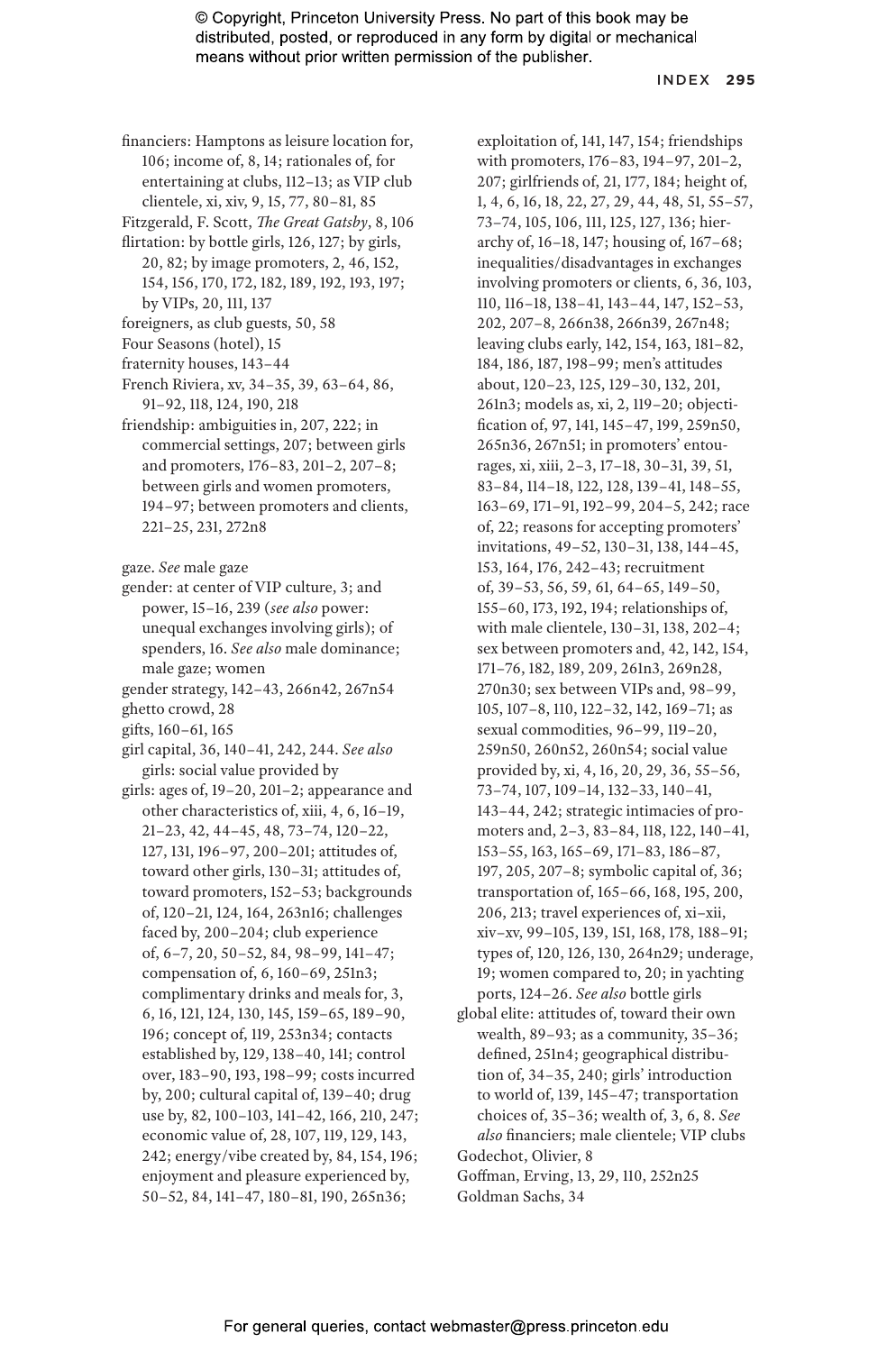financiers: Hamptons as leisure location for, 106; income of, 8, 14; rationales of, for entertaining at clubs, 112–13; as VIP club clientele, xi, xiv, 9, 15, 77, 80–81, 85

Fitzgerald, F. Scott, *The Great Gatsby*, 8, 106

flirtation: by bottle girls, 126, 127; by girls, 20, 82; by image promoters, 2, 46, 152, 154, 156, 170, 172, 182, 189, 192, 193, 197; by VIPs, 20, 111, 137

foreigners, as club guests, 50, 58

Four Seasons (hotel), 15

fraternity houses, 143–44

French Riviera, xv, 34–35, 39, 63–64, 86, 91–92, 118, 124, 190, 218

friendship: ambiguities in, 207, 222; in commercial settings, 207; between girls and promoters, 176–83, 201–2, 207–8; between girls and women promoters, 194–97; between promoters and clients, 221–25, 231, 272n8

gaze. *See* male gaze

gender: at center of VIP culture, 3; and power, 15–16, 239 (*see also* power: unequal exchanges involving girls); of spenders, 16. *See also* male dominance; male gaze; women

gender strategy, 142–43, 266n42, 267n54

ghetto crowd, 28

gifts, 160–61, 165

girl capital, 36, 140–41, 242, 244. *See also* girls: social value provided by

girls: ages of, 19–20, 201–2; appearance and other characteristics of, xiii, 4, 6, 16–19, 21–23, 42, 44–45, 48, 73–74, 120–22, 127, 131, 196–97, 200–201; attitudes of, toward other girls, 130–31; attitudes of, toward promoters, 152–53; backgrounds of, 120–21, 124, 164, 263n16; challenges faced by, 200–204; club experience of, 6–7, 20, 50–52, 84, 98–99, 141–47; compensation of, 6, 160–69, 251n3; complimentary drinks and meals for, 3, 6, 16, 121, 124, 130, 145, 159–65, 189–90, 196; concept of, 119, 253n34; contacts established by, 129, 138–40, 141; control over, 183–90, 193, 198–99; costs incurred by, 200; cultural capital of, 139–40; drug use by, 82, 100–103, 141–42, 166, 210, 247; economic value of, 28, 107, 119, 129, 143, 242; energy/vibe created by, 84, 154, 196; enjoyment and pleasure experienced by, 50–52, 84, 141–47, 180–81, 190, 265n36; exploitation of, 141, 147, 154; friendships with promoters, 176–83, 194–97, 201–2, 207; girlfriends of, 21, 177, 184; height of, 1, 4, 6, 16, 18, 22, 27, 29, 44, 48, 51, 55–57, 73–74, 105, 106, 111, 125, 127, 136; hierarchy of, 16–18, 147; housing of, 167–68; inequalities/disadvantages in exchanges involving promoters or clients, 6, 36, 103, 110, 116–18, 138–41, 143–44, 147, 152–53, 202, 207–8, 266n38, 266n39, 267n48; leaving clubs early, 142, 154, 163, 181–82, 184, 186, 187, 198–99; men's attitudes about, 120–23, 125, 129–30, 132, 201, 261n3; models as, xi, 2, 119–20; objectification of, 97, 141, 145–47, 199, 259n50, 265n36, 267n51; in promoters' entourages, xi, xiii, 2–3, 17–18, 30–31, 39, 51, 83–84, 114–18, 122, 128, 139–41, 148–55, 163–69, 171–91, 192–99, 204–5, 242; race of, 22; reasons for accepting promoters' invitations, 49–52, 130–31, 138, 144–45, 153, 164, 176, 242–43; recruitment of, 39–53, 56, 59, 61, 64–65, 149–50, 155–60, 173, 192, 194; relationships of, with male clientele, 130–31, 138, 202–4; sex between promoters and, 42, 142, 154, 171–76, 182, 189, 209, 261n3, 269n28, 270n30; sex between VIPs and, 98–99, 105, 107–8, 110, 122–32, 142, 169–71; as sexual commodities, 96–99, 119–20, 259n50, 260n52, 260n54; social value provided by, xi, 4, 16, 20, 29, 36, 55–56, 73–74, 107, 109–14, 132–33, 140–41, 143–44, 242; strategic intimacies of promoters and, 2–3, 83–84, 118, 122, 140–41, 153–55, 163, 165–69, 171–83, 186–87, 197, 205, 207–8; symbolic capital of, 36; transportation of, 165–66, 168, 195, 200, 206, 213; travel experiences of, xi–xii, xiv–xv, 99–105, 139, 151, 168, 178, 188–91; types of, 120, 126, 130, 264n29; underage, 19; women compared to, 20; in yachting ports, 124–26. *See also* bottle girls

global elite: attitudes of, toward their own wealth, 89–93; as a community, 35–36; defined, 251n4; geographical distribution of, 34–35, 240; girls' introduction to world of, 139, 145–47; transportation choices of, 35–36; wealth of, 3, 6, 8. *See also* financiers; male clientele; VIP clubs

Godechot, Olivier, 8

Goffman, Erving, 13, 29, 110, 252n25

Goldman Sachs, 34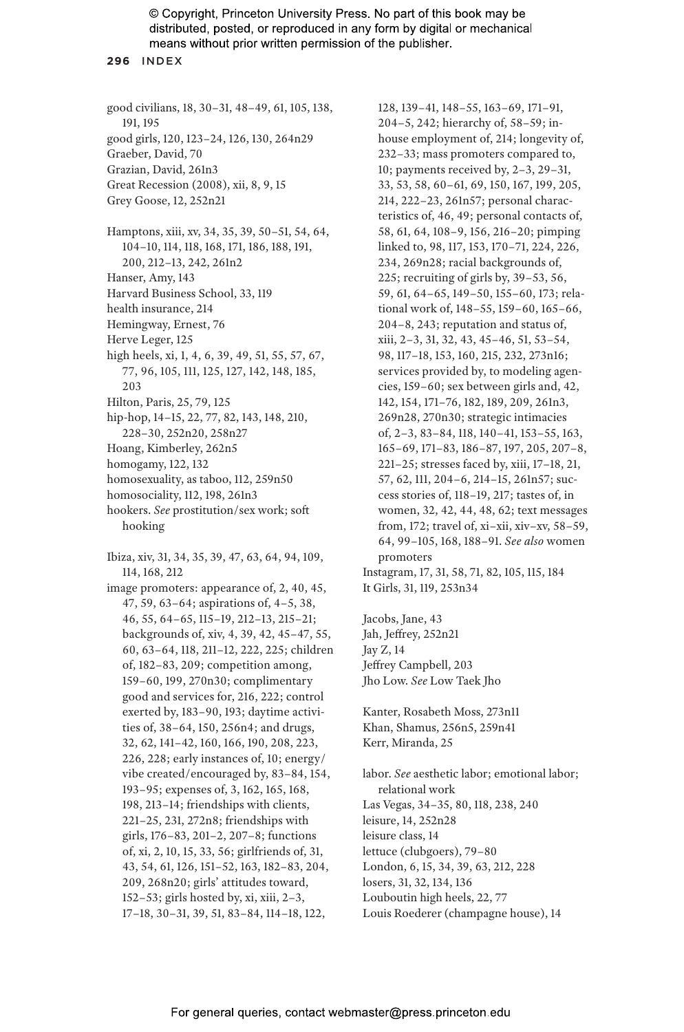good civilians, 18, 30–31, 48–49, 61, 105, 138, 191, 195
good girls, 120, 123–24, 126, 130, 264n29
Graeber, David, 70
Grazian, David, 261n3
Great Recession (2008), xii, 8, 9, 15
Grey Goose, 12, 252n21

Hamptons, xiii, xv, 34, 35, 39, 50–51, 54, 64, 104–10, 114, 118, 168, 171, 186, 188, 191, 200, 212–13, 242, 261n2
Hanser, Amy, 143
Harvard Business School, 33, 119
health insurance, 214
Hemingway, Ernest, 76
Herve Leger, 125
high heels, xi, 1, 4, 6, 39, 49, 51, 55, 57, 67, 77, 96, 105, 111, 125, 127, 142, 148, 185, 203
Hilton, Paris, 25, 79, 125
hip-hop, 14–15, 22, 77, 82, 143, 148, 210, 228–30, 252n20, 258n27
Hoang, Kimberley, 262n5
homogamy, 122, 132
homosexuality, as taboo, 112, 259n50
homosociality, 112, 198, 261n3
hookers. *See* prostitution/sex work; soft hooking

Ibiza, xiv, 31, 34, 35, 39, 47, 63, 64, 94, 109, 114, 168, 212
image promoters: appearance of, 2, 40, 45, 47, 59, 63–64; aspirations of, 4–5, 38, 46, 55, 64–65, 115–19, 212–13, 215–21; backgrounds of, xiv, 4, 39, 42, 45–47, 55, 60, 63–64, 118, 211–12, 222, 225; children of, 182–83, 209; competition among, 159–60, 199, 270n30; complimentary good and services for, 216, 222; control exerted by, 183–90, 193; daytime activities of, 38–64, 150, 256n4; and drugs, 32, 62, 141–42, 160, 166, 190, 208, 223, 226, 228; early instances of, 10; energy/vibe created/encouraged by, 83–84, 154, 193–95; expenses of, 3, 162, 165, 168, 198, 213–14; friendships with clients, 221–25, 231, 272n8; friendships with girls, 176–83, 201–2, 207–8; functions of, xi, 2, 10, 15, 33, 56; girlfriends of, 31, 43, 54, 61, 126, 151–52, 163, 182–83, 204, 209, 268n20; girls' attitudes toward, 152–53; girls hosted by, xi, xiii, 2–3, 17–18, 30–31, 39, 51, 83–84, 114–18, 122, 128, 139–41, 148–55, 163–69, 171–91, 204–5, 242; hierarchy of, 58–59; in-house employment of, 214; longevity of, 232–33; mass promoters compared to, 10; payments received by, 2–3, 29–31, 33, 53, 58, 60–61, 69, 150, 167, 199, 205, 214, 222–23, 261n57; personal characteristics of, 46, 49; personal contacts of, 58, 61, 64, 108–9, 156, 216–20; pimping linked to, 98, 117, 153, 170–71, 224, 226, 234, 269n28; racial backgrounds of, 225; recruiting of girls by, 39–53, 56, 59, 61, 64–65, 149–50, 155–60, 173; relational work of, 148–55, 159–60, 165–66, 204–8, 243; reputation and status of, xiii, 2–3, 31, 32, 43, 45–46, 51, 53–54, 98, 117–18, 153, 160, 215, 232, 273n16; services provided by, to modeling agencies, 159–60; sex between girls and, 42, 142, 154, 171–76, 182, 189, 209, 261n3, 269n28, 270n30; strategic intimacies of, 2–3, 83–84, 118, 140–41, 153–55, 163, 165–69, 171–83, 186–87, 197, 205, 207–8, 221–25; stresses faced by, xiii, 17–18, 21, 57, 62, 111, 204–6, 214–15, 261n57; success stories of, 118–19, 217; tastes of, in women, 32, 42, 44, 48, 62; text messages from, 172; travel of, xi–xii, xiv–xv, 58–59, 64, 99–105, 168, 188–91. *See also* women promoters
Instagram, 17, 31, 58, 71, 82, 105, 115, 184
It Girls, 31, 119, 253n34

Jacobs, Jane, 43
Jah, Jeffrey, 252n21
Jay Z, 14
Jeffrey Campbell, 203
Jho Low. *See* Low Taek Jho

Kanter, Rosabeth Moss, 273n11
Khan, Shamus, 256n5, 259n41
Kerr, Miranda, 25

labor. *See* aesthetic labor; emotional labor; relational work
Las Vegas, 34–35, 80, 118, 238, 240
leisure, 14, 252n28
leisure class, 14
lettuce (clubgoers), 79–80
London, 6, 15, 34, 39, 63, 212, 228
losers, 31, 32, 134, 136
Louboutin high heels, 22, 77
Louis Roederer (champagne house), 14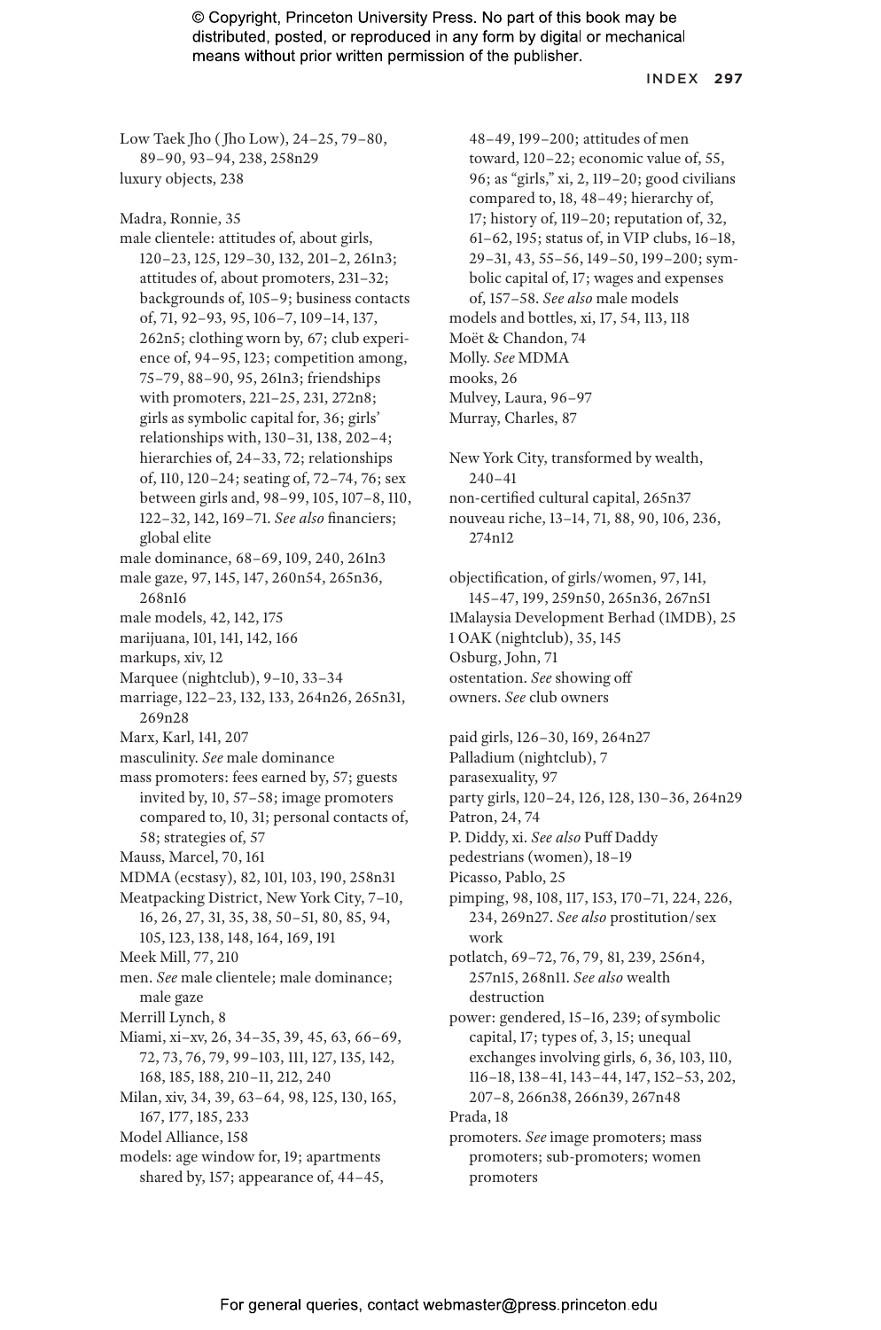Low Taek Jho ( Jho Low), 24–25, 79–80, 89–90, 93–94, 238, 258n29
luxury objects, 238

Madra, Ronnie, 35
male clientele: attitudes of, about girls, 120–23, 125, 129–30, 132, 201–2, 261n3; attitudes of, about promoters, 231–32; backgrounds of, 105–9; business contacts of, 71, 92–93, 95, 106–7, 109–14, 137, 262n5; clothing worn by, 67; club experience of, 94–95, 123; competition among, 75–79, 88–90, 95, 261n3; friendships with promoters, 221–25, 231, 272n8; girls as symbolic capital for, 36; girls' relationships with, 130–31, 138, 202–4; hierarchies of, 24–33, 72; relationships of, 110, 120–24; seating of, 72–74, 76; sex between girls and, 98–99, 105, 107–8, 110, 122–32, 142, 169–71. *See also* financiers; global elite
male dominance, 68–69, 109, 240, 261n3
male gaze, 97, 145, 147, 260n54, 265n36, 268n16
male models, 42, 142, 175
marijuana, 101, 141, 142, 166
markups, xiv, 12
Marquee (nightclub), 9–10, 33–34
marriage, 122–23, 132, 133, 264n26, 265n31, 269n28
Marx, Karl, 141, 207
masculinity. *See* male dominance
mass promoters: fees earned by, 57; guests invited by, 10, 57–58; image promoters compared to, 10, 31; personal contacts of, 58; strategies of, 57
Mauss, Marcel, 70, 161
MDMA (ecstasy), 82, 101, 103, 190, 258n31
Meatpacking District, New York City, 7–10, 16, 26, 27, 31, 35, 38, 50–51, 80, 85, 94, 105, 123, 138, 148, 164, 169, 191
Meek Mill, 77, 210
men. *See* male clientele; male dominance; male gaze
Merrill Lynch, 8
Miami, xi–xv, 26, 34–35, 39, 45, 63, 66–69, 72, 73, 76, 79, 99–103, 111, 127, 135, 142, 168, 185, 188, 210–11, 212, 240
Milan, xiv, 34, 39, 63–64, 98, 125, 130, 165, 167, 177, 185, 233
Model Alliance, 158
models: age window for, 19; apartments shared by, 157; appearance of, 44–45, 48–49, 199–200; attitudes of men toward, 120–22; economic value of, 55, 96; as "girls," xi, 2, 119–20; good civilians compared to, 18, 48–49; hierarchy of, 17; history of, 119–20; reputation of, 32, 61–62, 195; status of, in VIP clubs, 16–18, 29–31, 43, 55–56, 149–50, 199–200; symbolic capital of, 17; wages and expenses of, 157–58. *See also* male models
models and bottles, xi, 17, 54, 113, 118
Moët & Chandon, 74
Molly. *See* MDMA
mooks, 26
Mulvey, Laura, 96–97
Murray, Charles, 87

New York City, transformed by wealth, 240–41
non-certified cultural capital, 265n37
nouveau riche, 13–14, 71, 88, 90, 106, 236, 274n12

objectification, of girls/women, 97, 141, 145–47, 199, 259n50, 265n36, 267n51
1Malaysia Development Berhad (1MDB), 25
1 OAK (nightclub), 35, 145
Osburg, John, 71
ostentation. *See* showing off
owners. *See* club owners

paid girls, 126–30, 169, 264n27
Palladium (nightclub), 7
parasexuality, 97
party girls, 120–24, 126, 128, 130–36, 264n29
Patron, 24, 74
P. Diddy, xi. *See also* Puff Daddy
pedestrians (women), 18–19
Picasso, Pablo, 25
pimping, 98, 108, 117, 153, 170–71, 224, 226, 234, 269n27. *See also* prostitution/sex work
potlatch, 69–72, 76, 79, 81, 239, 256n4, 257n15, 268n11. *See also* wealth destruction
power: gendered, 15–16, 239; of symbolic capital, 17; types of, 3, 15; unequal exchanges involving girls, 6, 36, 103, 110, 116–18, 138–41, 143–44, 147, 152–53, 202, 207–8, 266n38, 266n39, 267n48
Prada, 18
promoters. *See* image promoters; mass promoters; sub-promoters; women promoters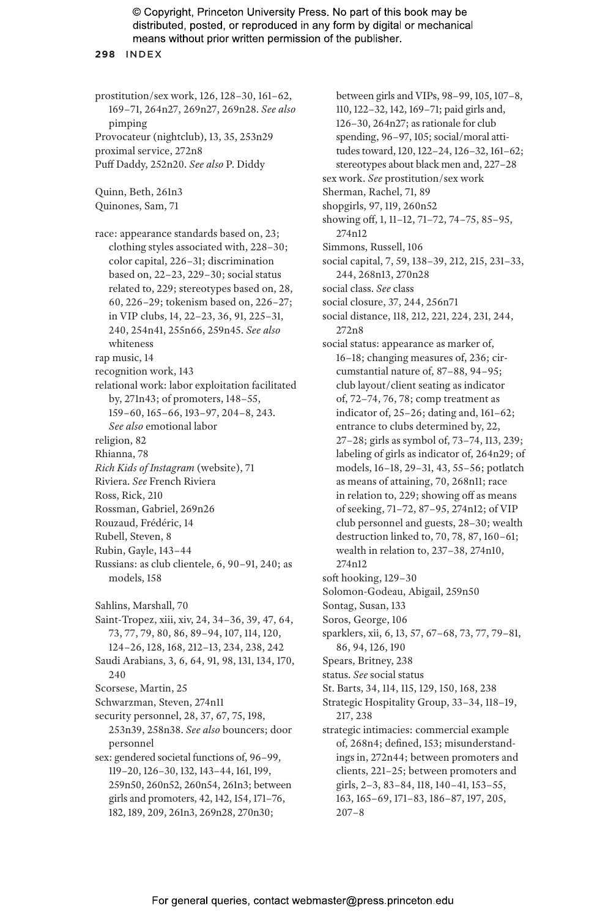prostitution/sex work, 126, 128–30, 161–62, 169–71, 264n27, 269n27, 269n28. *See also* pimping

Provocateur (nightclub), 13, 35, 253n29

proximal service, 272n8

Puff Daddy, 252n20. *See also* P. Diddy

Quinn, Beth, 261n3

Quinones, Sam, 71

race: appearance standards based on, 23; clothing styles associated with, 228–30; color capital, 226–31; discrimination based on, 22–23, 229–30; social status related to, 229; stereotypes based on, 28, 60, 226–29; tokenism based on, 226–27; in VIP clubs, 14, 22–23, 36, 91, 225–31, 240, 254n41, 255n66, 259n45. *See also* whiteness

rap music, 14

recognition work, 143

relational work: labor exploitation facilitated by, 271n43; of promoters, 148–55, 159–60, 165–66, 193–97, 204–8, 243. *See also* emotional labor

religion, 82

Rhianna, 78

*Rich Kids of Instagram* (website), 71

Riviera. *See* French Riviera

Ross, Rick, 210

Rossman, Gabriel, 269n26

Rouzaud, Frédéric, 14

Rubell, Steven, 8

Rubin, Gayle, 143–44

Russians: as club clientele, 6, 90–91, 240; as models, 158

Sahlins, Marshall, 70

Saint-Tropez, xiii, xiv, 24, 34–36, 39, 47, 64, 73, 77, 79, 80, 86, 89–94, 107, 114, 120, 124–26, 128, 168, 212–13, 234, 238, 242

Saudi Arabians, 3, 6, 64, 91, 98, 131, 134, 170, 240

Scorsese, Martin, 25

Schwarzman, Steven, 274n11

security personnel, 28, 37, 67, 75, 198, 253n39, 258n38. *See also* bouncers; door personnel

sex: gendered societal functions of, 96–99, 119–20, 126–30, 132, 143–44, 161, 199, 259n50, 260n52, 260n54, 261n3; between girls and promoters, 42, 142, 154, 171–76, 182, 189, 209, 261n3, 269n28, 270n30; between girls and VIPs, 98–99, 105, 107–8, 110, 122–32, 142, 169–71; paid girls and, 126–30, 264n27; as rationale for club spending, 96–97, 105; social/moral attitudes toward, 120, 122–24, 126–32, 161–62; stereotypes about black men and, 227–28

sex work. *See* prostitution/sex work

Sherman, Rachel, 71, 89

shopgirls, 97, 119, 260n52

showing off, 1, 11–12, 71–72, 74–75, 85–95, 274n12

Simmons, Russell, 106

social capital, 7, 59, 138–39, 212, 215, 231–33, 244, 268n13, 270n28

social class. *See* class

social closure, 37, 244, 256n71

social distance, 118, 212, 221, 224, 231, 244, 272n8

social status: appearance as marker of, 16–18; changing measures of, 236; circumstantial nature of, 87–88, 94–95; club layout/client seating as indicator of, 72–74, 76, 78; comp treatment as indicator of, 25–26; dating and, 161–62; entrance to clubs determined by, 22, 27–28; girls as symbol of, 73–74, 113, 239; labeling of girls as indicator of, 264n29; of models, 16–18, 29–31, 43, 55–56; potlatch as means of attaining, 70, 268n11; race in relation to, 229; showing off as means of seeking, 71–72, 87–95, 274n12; of VIP club personnel and guests, 28–30; wealth destruction linked to, 70, 78, 87, 160–61; wealth in relation to, 237–38, 274n10, 274n12

soft hooking, 129–30

Solomon-Godeau, Abigail, 259n50

Sontag, Susan, 133

Soros, George, 106

sparklers, xii, 6, 13, 57, 67–68, 73, 77, 79–81, 86, 94, 126, 190

Spears, Britney, 238

status. *See* social status

St. Barts, 34, 114, 115, 129, 150, 168, 238

Strategic Hospitality Group, 33–34, 118–19, 217, 238

strategic intimacies: commercial example of, 268n4; defined, 153; misunderstandings in, 272n44; between promoters and clients, 221–25; between promoters and girls, 2–3, 83–84, 118, 140–41, 153–55, 163, 165–69, 171–83, 186–87, 197, 205, 207–8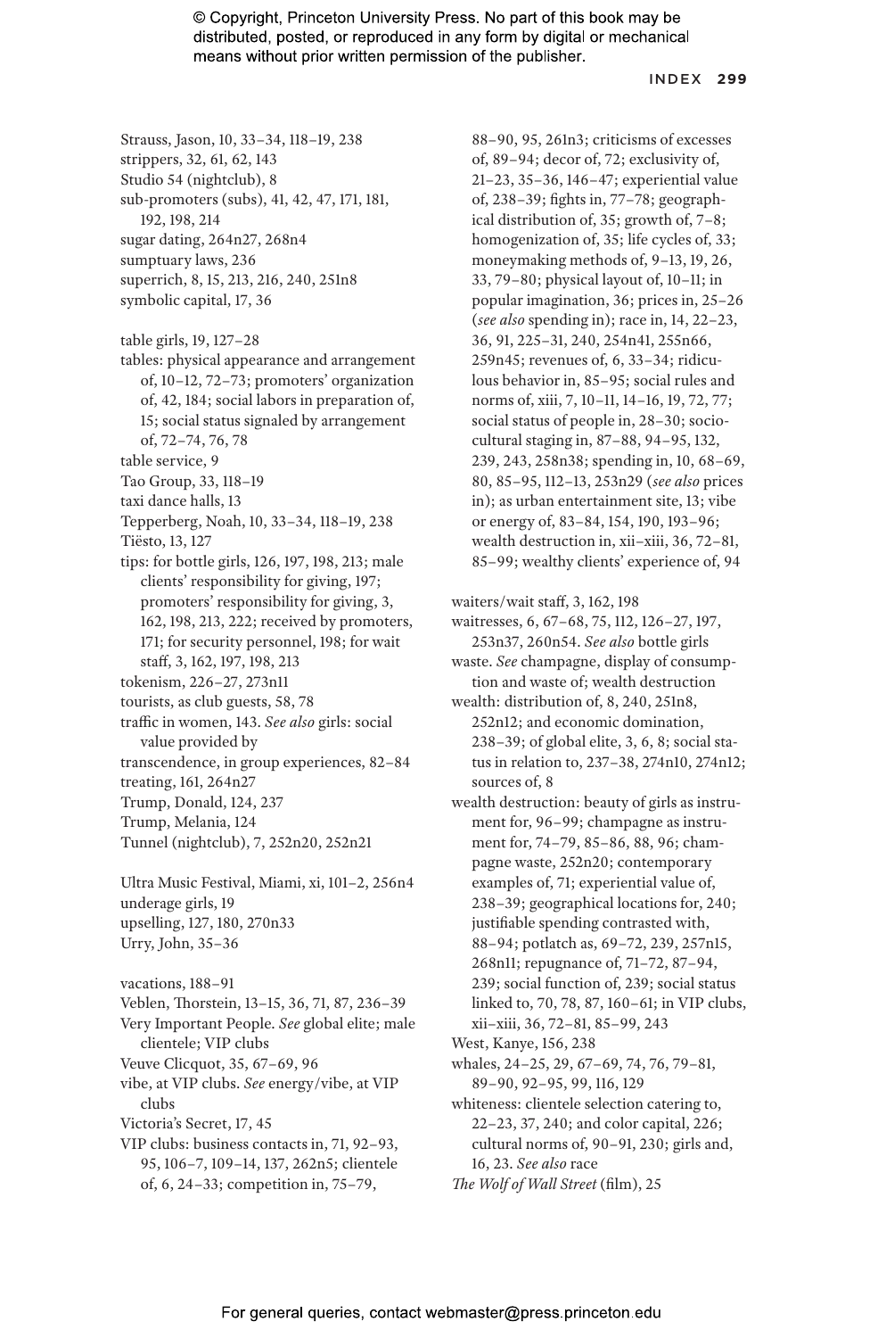Strauss, Jason, 10, 33–34, 118–19, 238
strippers, 32, 61, 62, 143
Studio 54 (nightclub), 8
sub-promoters (subs), 41, 42, 47, 171, 181, 192, 198, 214
sugar dating, 264n27, 268n4
sumptuary laws, 236
superrich, 8, 15, 213, 216, 240, 251n8
symbolic capital, 17, 36

table girls, 19, 127–28
tables: physical appearance and arrangement of, 10–12, 72–73; promoters' organization of, 42, 184; social labors in preparation of, 15; social status signaled by arrangement of, 72–74, 76, 78
table service, 9
Tao Group, 33, 118–19
taxi dance halls, 13
Tepperberg, Noah, 10, 33–34, 118–19, 238
Tiësto, 13, 127
tips: for bottle girls, 126, 197, 198, 213; male clients' responsibility for giving, 197; promoters' responsibility for giving, 3, 162, 198, 213, 222; received by promoters, 171; for security personnel, 198; for wait staff, 3, 162, 197, 198, 213
tokenism, 226–27, 273n11
tourists, as club guests, 58, 78
traffic in women, 143. *See also* girls: social value provided by
transcendence, in group experiences, 82–84
treating, 161, 264n27
Trump, Donald, 124, 237
Trump, Melania, 124
Tunnel (nightclub), 7, 252n20, 252n21

Ultra Music Festival, Miami, xi, 101–2, 256n4
underage girls, 19
upselling, 127, 180, 270n33
Urry, John, 35–36

vacations, 188–91
Veblen, Thorstein, 13–15, 36, 71, 87, 236–39
Very Important People. *See* global elite; male clientele; VIP clubs
Veuve Clicquot, 35, 67–69, 96
vibe, at VIP clubs. *See* energy/vibe, at VIP clubs
Victoria's Secret, 17, 45
VIP clubs: business contacts in, 71, 92–93, 95, 106–7, 109–14, 137, 262n5; clientele of, 6, 24–33; competition in, 75–79, 88–90, 95, 261n3; criticisms of excesses of, 89–94; decor of, 72; exclusivity of, 21–23, 35–36, 146–47; experiential value of, 238–39; fights in, 77–78; geographical distribution of, 35; growth of, 7–8; homogenization of, 35; life cycles of, 33; moneymaking methods of, 9–13, 19, 26, 33, 79–80; physical layout of, 10–11; in popular imagination, 36; prices in, 25–26 (*see also* spending in); race in, 14, 22–23, 36, 91, 225–31, 240, 254n41, 255n66, 259n45; revenues of, 6, 33–34; ridiculous behavior in, 85–95; social rules and norms of, xiii, 7, 10–11, 14–16, 19, 72, 77; social status of people in, 28–30; sociocultural staging in, 87–88, 94–95, 132, 239, 243, 258n38; spending in, 10, 68–69, 80, 85–95, 112–13, 253n29 (*see also* prices in); as urban entertainment site, 13; vibe or energy of, 83–84, 154, 190, 193–96; wealth destruction in, xii–xiii, 36, 72–81, 85–99; wealthy clients' experience of, 94

waiters/wait staff, 3, 162, 198
waitresses, 6, 67–68, 75, 112, 126–27, 197, 253n37, 260n54. *See also* bottle girls
waste. *See* champagne, display of consumption and waste of; wealth destruction
wealth: distribution of, 8, 240, 251n8, 252n12; and economic domination, 238–39; of global elite, 3, 6, 8; social status in relation to, 237–38, 274n10, 274n12; sources of, 8
wealth destruction: beauty of girls as instrument for, 96–99; champagne as instrument for, 74–79, 85–86, 88, 96; champagne waste, 252n20; contemporary examples of, 71; experiential value of, 238–39; geographical locations for, 240; justifiable spending contrasted with, 88–94; potlatch as, 69–72, 239, 257n15, 268n11; repugnance of, 71–72, 87–94, 239; social function of, 239; social status linked to, 70, 78, 87, 160–61; in VIP clubs, xii–xiii, 36, 72–81, 85–99, 243
West, Kanye, 156, 238
whales, 24–25, 29, 67–69, 74, 76, 79–81, 89–90, 92–95, 99, 116, 129
whiteness: clientele selection catering to, 22–23, 37, 240; and color capital, 226; cultural norms of, 90–91, 230; girls and, 16, 23. *See also* race
*The Wolf of Wall Street* (film), 25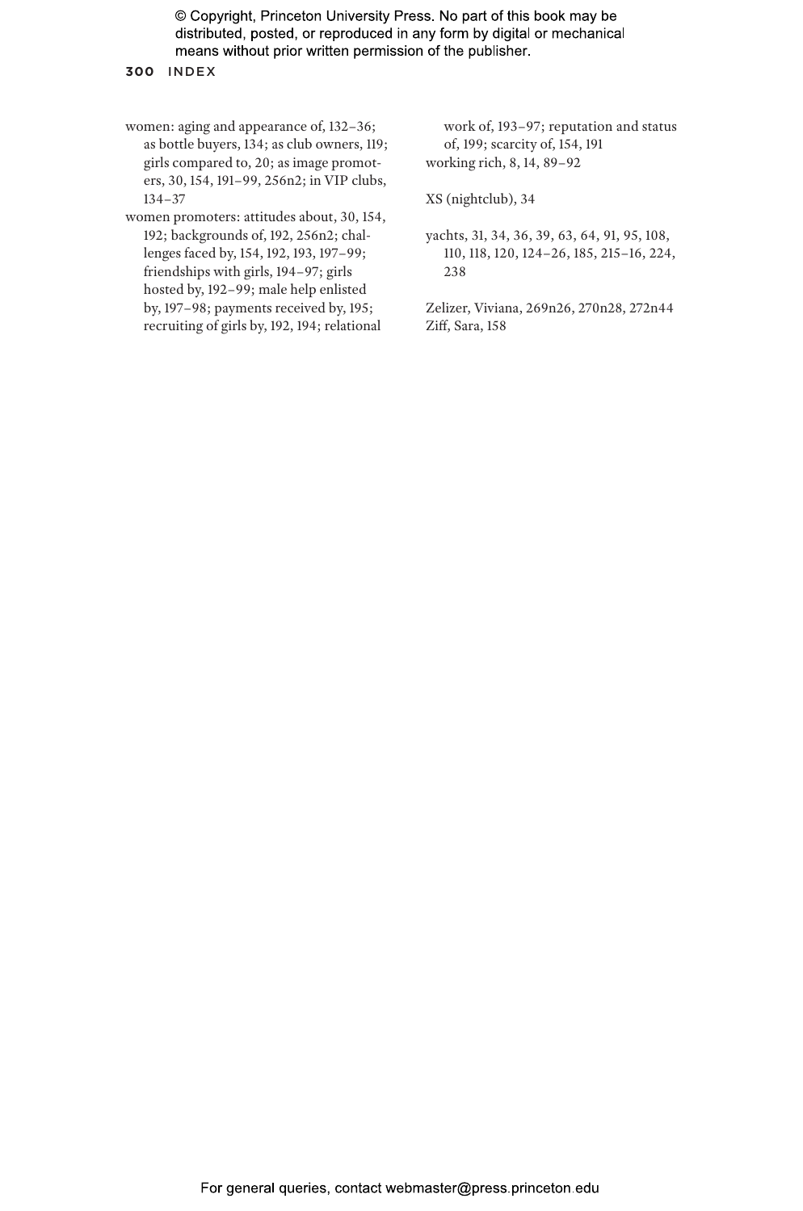women: aging and appearance of, 132–36; as bottle buyers, 134; as club owners, 119; girls compared to, 20; as image promoters, 30, 154, 191–99, 256n2; in VIP clubs, 134–37

women promoters: attitudes about, 30, 154, 192; backgrounds of, 192, 256n2; challenges faced by, 154, 192, 193, 197–99; friendships with girls, 194–97; girls hosted by, 192–99; male help enlisted by, 197–98; payments received by, 195; recruiting of girls by, 192, 194; relational work of, 193–97; reputation and status of, 199; scarcity of, 154, 191

working rich, 8, 14, 89–92

XS (nightclub), 34

yachts, 31, 34, 36, 39, 63, 64, 91, 95, 108, 110, 118, 120, 124–26, 185, 215–16, 224, 238

Zelizer, Viviana, 269n26, 270n28, 272n44

Ziff, Sara, 158